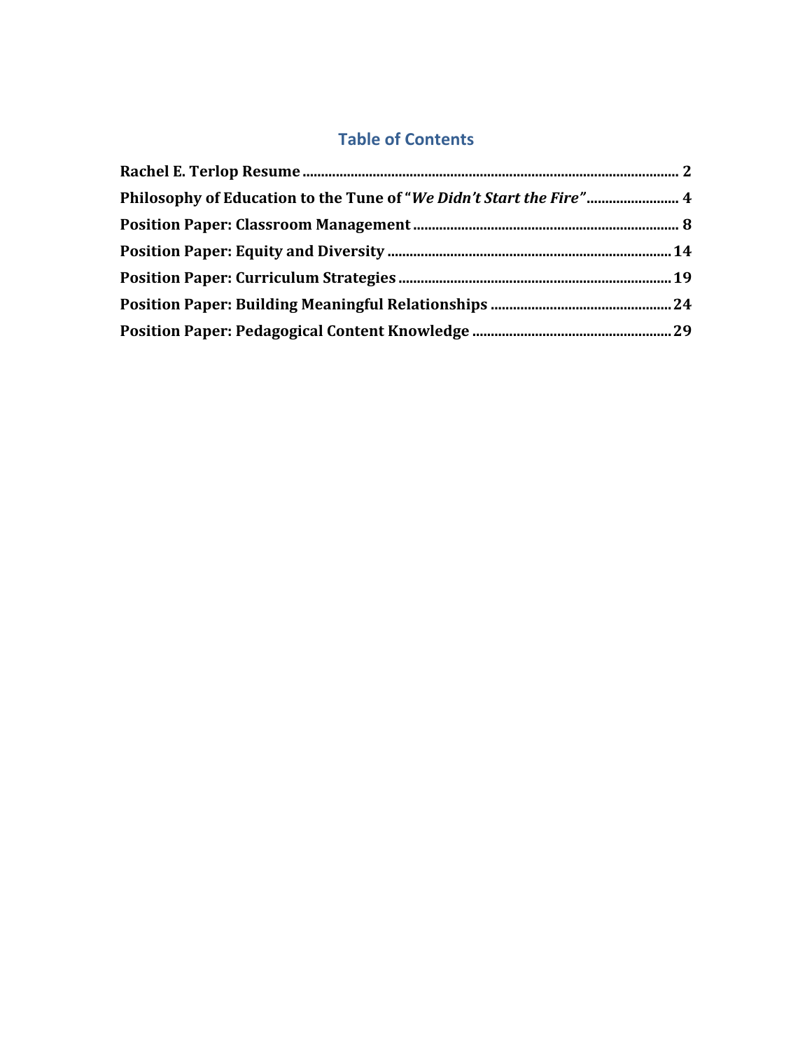# Table of Contents

**Rachel E. Terlop Resume** .......... 2

**Philosophy of Education to the Tune of "*We Didn't Start the Fire*"** .......... 4

**Position Paper: Classroom Management** .......... 8

**Position Paper: Equity and Diversity** .......... 14

**Position Paper: Curriculum Strategies** .......... 19

**Position Paper: Building Meaningful Relationships** .......... 24

**Position Paper: Pedagogical Content Knowledge** .......... 29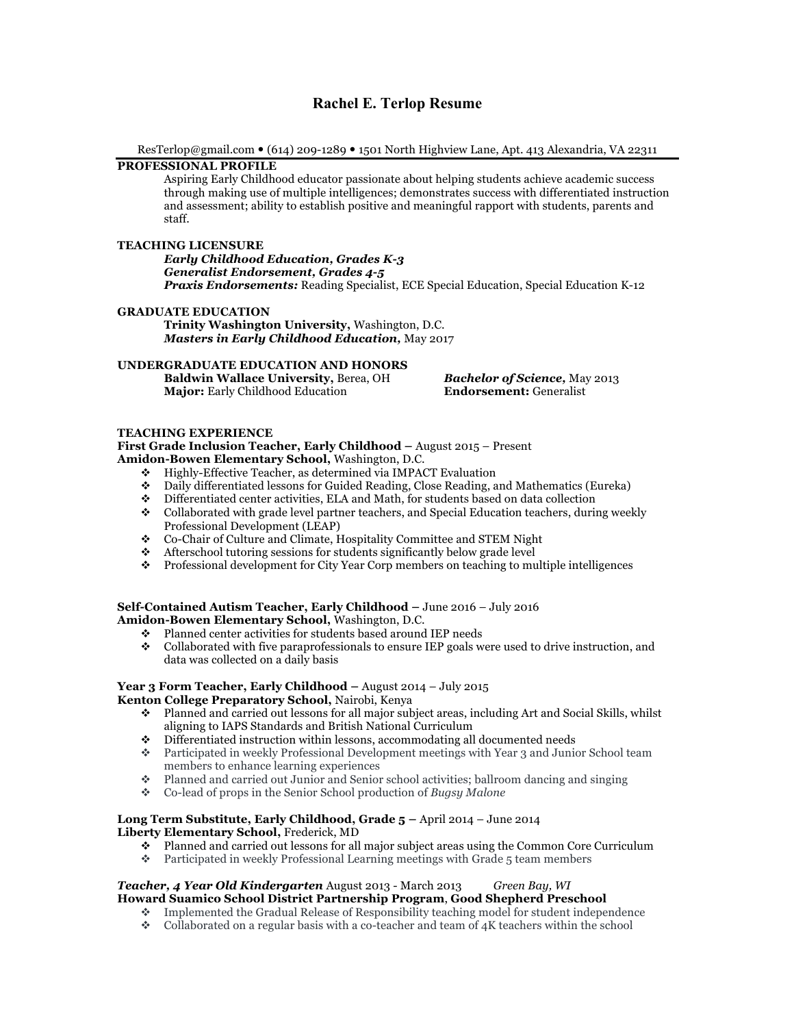# Rachel E. Terlop Resume

ResTerlop@gmail.com • (614) 209-1289 • 1501 North Highview Lane, Apt. 413 Alexandria, VA 22311

## PROFESSIONAL PROFILE

Aspiring Early Childhood educator passionate about helping students achieve academic success through making use of multiple intelligences; demonstrates success with differentiated instruction and assessment; ability to establish positive and meaningful rapport with students, parents and staff.

## TEACHING LICENSURE

***Early Childhood Education, Grades K-3***
***Generalist Endorsement, Grades 4-5***
***Praxis Endorsements:*** Reading Specialist, ECE Special Education, Special Education K-12

## GRADUATE EDUCATION

**Trinity Washington University,** Washington, D.C.
***Masters in Early Childhood Education,*** May 2017

## UNDERGRADUATE EDUCATION AND HONORS

**Baldwin Wallace University,** Berea, OH
***Bachelor of Science,*** May 2013
**Major:** Early Childhood Education
**Endorsement:** Generalist

## TEACHING EXPERIENCE

**First Grade Inclusion Teacher, Early Childhood –** August 2015 – Present
**Amidon-Bowen Elementary School,** Washington, D.C.

- Highly-Effective Teacher, as determined via IMPACT Evaluation
- Daily differentiated lessons for Guided Reading, Close Reading, and Mathematics (Eureka)
- Differentiated center activities, ELA and Math, for students based on data collection
- Collaborated with grade level partner teachers, and Special Education teachers, during weekly Professional Development (LEAP)
- Co-Chair of Culture and Climate, Hospitality Committee and STEM Night
- Afterschool tutoring sessions for students significantly below grade level
- Professional development for City Year Corp members on teaching to multiple intelligences

**Self-Contained Autism Teacher, Early Childhood –** June 2016 – July 2016
**Amidon-Bowen Elementary School,** Washington, D.C.

- Planned center activities for students based around IEP needs
- Collaborated with five paraprofessionals to ensure IEP goals were used to drive instruction, and data was collected on a daily basis

**Year 3 Form Teacher, Early Childhood –** August 2014 – July 2015
**Kenton College Preparatory School,** Nairobi, Kenya

- Planned and carried out lessons for all major subject areas, including Art and Social Skills, whilst aligning to IAPS Standards and British National Curriculum
- Differentiated instruction within lessons, accommodating all documented needs
- Participated in weekly Professional Development meetings with Year 3 and Junior School team members to enhance learning experiences
- Planned and carried out Junior and Senior school activities; ballroom dancing and singing
- Co-lead of props in the Senior School production of *Bugsy Malone*

**Long Term Substitute, Early Childhood, Grade 5 –** April 2014 – June 2014
**Liberty Elementary School,** Frederick, MD

- Planned and carried out lessons for all major subject areas using the Common Core Curriculum
- Participated in weekly Professional Learning meetings with Grade 5 team members

***Teacher, 4 Year Old Kindergarten*** August 2013 - March 2013 *Green Bay, WI*
**Howard Suamico School District Partnership Program**, **Good Shepherd Preschool**

- Implemented the Gradual Release of Responsibility teaching model for student independence
- Collaborated on a regular basis with a co-teacher and team of 4K teachers within the school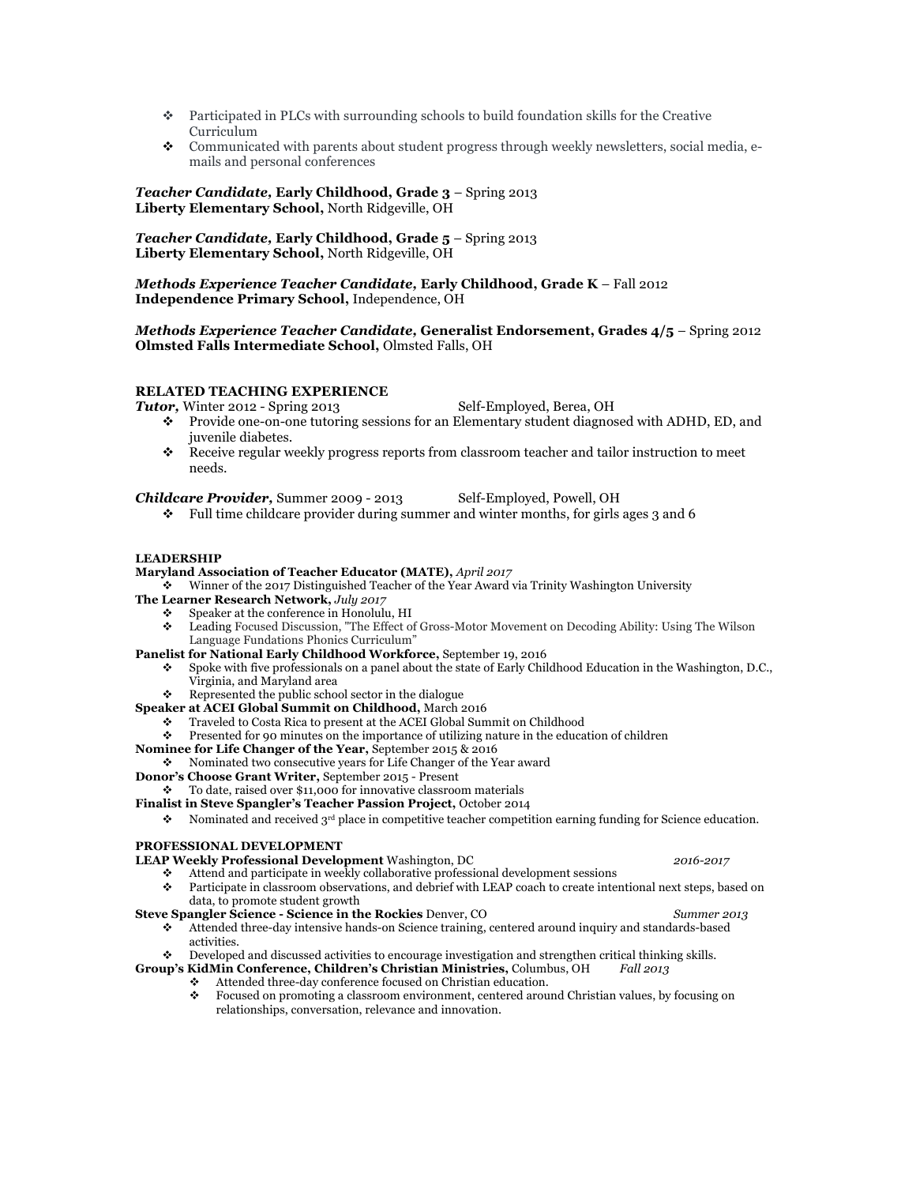- Participated in PLCs with surrounding schools to build foundation skills for the Creative Curriculum
- Communicated with parents about student progress through weekly newsletters, social media, e-mails and personal conferences

***Teacher Candidate,* Early Childhood, Grade 3** – Spring 2013
**Liberty Elementary School,** North Ridgeville, OH

***Teacher Candidate,* Early Childhood, Grade 5** – Spring 2013
**Liberty Elementary School,** North Ridgeville, OH

***Methods Experience Teacher Candidate,* Early Childhood, Grade K** – Fall 2012
**Independence Primary School,** Independence, OH

***Methods Experience Teacher Candidate,* Generalist Endorsement, Grades 4/5** – Spring 2012
**Olmsted Falls Intermediate School,** Olmsted Falls, OH

## RELATED TEACHING EXPERIENCE

***Tutor,*** Winter 2012 - Spring 2013 Self-Employed, Berea, OH

- Provide one-on-one tutoring sessions for an Elementary student diagnosed with ADHD, ED, and juvenile diabetes.
- Receive regular weekly progress reports from classroom teacher and tailor instruction to meet needs.

***Childcare Provider,*** Summer 2009 - 2013 Self-Employed, Powell, OH

- Full time childcare provider during summer and winter months, for girls ages 3 and 6

## LEADERSHIP

**Maryland Association of Teacher Educator (MATE),** *April 2017*

- Winner of the 2017 Distinguished Teacher of the Year Award via Trinity Washington University

**The Learner Research Network,** *July 2017*

- Speaker at the conference in Honolulu, HI
- Leading Focused Discussion, "The Effect of Gross-Motor Movement on Decoding Ability: Using The Wilson Language Fundations Phonics Curriculum"

**Panelist for National Early Childhood Workforce,** September 19, 2016

- Spoke with five professionals on a panel about the state of Early Childhood Education in the Washington, D.C., Virginia, and Maryland area
- Represented the public school sector in the dialogue

**Speaker at ACEI Global Summit on Childhood,** March 2016

- Traveled to Costa Rica to present at the ACEI Global Summit on Childhood
- Presented for 90 minutes on the importance of utilizing nature in the education of children

**Nominee for Life Changer of the Year,** September 2015 & 2016

- Nominated two consecutive years for Life Changer of the Year award

**Donor's Choose Grant Writer,** September 2015 - Present

- To date, raised over $11,000 for innovative classroom materials

**Finalist in Steve Spangler's Teacher Passion Project,** October 2014

- Nominated and received 3rd place in competitive teacher competition earning funding for Science education.

## PROFESSIONAL DEVELOPMENT

**LEAP Weekly Professional Development** Washington, DC *2016-2017*

- Attend and participate in weekly collaborative professional development sessions
- Participate in classroom observations, and debrief with LEAP coach to create intentional next steps, based on data, to promote student growth

**Steve Spangler Science - Science in the Rockies** Denver, CO *Summer 2013*

- Attended three-day intensive hands-on Science training, centered around inquiry and standards-based activities.
- Developed and discussed activities to encourage investigation and strengthen critical thinking skills.

**Group's KidMin Conference, Children's Christian Ministries,** Columbus, OH *Fall 2013*

- Attended three-day conference focused on Christian education.
- Focused on promoting a classroom environment, centered around Christian values, by focusing on relationships, conversation, relevance and innovation.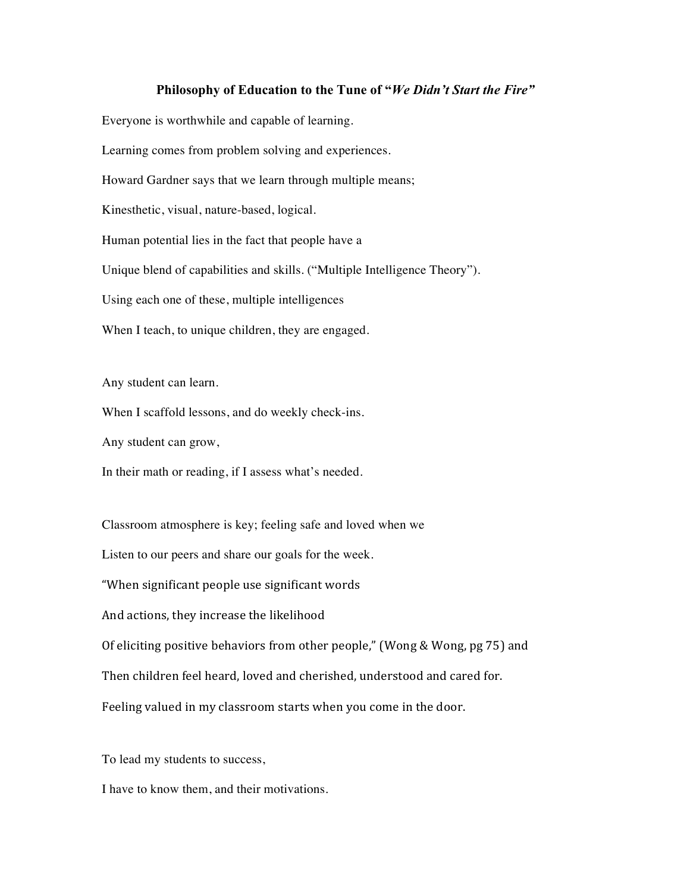# Philosophy of Education to the Tune of "*We Didn't Start the Fire*"

Everyone is worthwhile and capable of learning.

Learning comes from problem solving and experiences.

Howard Gardner says that we learn through multiple means;

Kinesthetic, visual, nature-based, logical.

Human potential lies in the fact that people have a

Unique blend of capabilities and skills. ("Multiple Intelligence Theory").

Using each one of these, multiple intelligences

When I teach, to unique children, they are engaged.

Any student can learn.

When I scaffold lessons, and do weekly check-ins.

Any student can grow,

In their math or reading, if I assess what's needed.

Classroom atmosphere is key; feeling safe and loved when we

Listen to our peers and share our goals for the week.

"When significant people use significant words

And actions, they increase the likelihood

Of eliciting positive behaviors from other people," (Wong & Wong, pg 75) and

Then children feel heard, loved and cherished, understood and cared for.

Feeling valued in my classroom starts when you come in the door.

To lead my students to success,

I have to know them, and their motivations.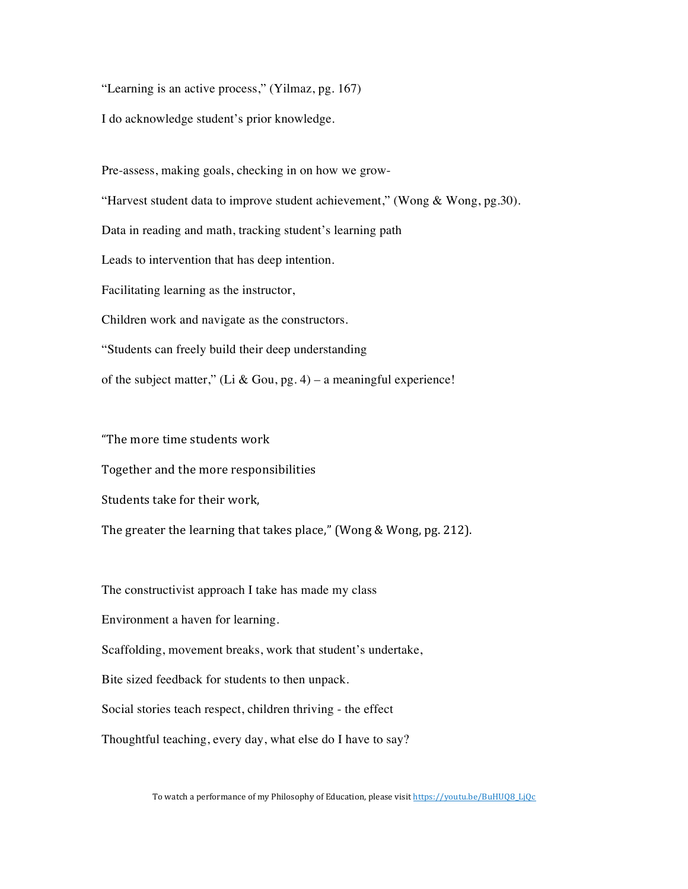"Learning is an active process," (Yilmaz, pg. 167)

I do acknowledge student's prior knowledge.

Pre-assess, making goals, checking in on how we grow-

"Harvest student data to improve student achievement," (Wong & Wong, pg.30).

Data in reading and math, tracking student's learning path

Leads to intervention that has deep intention.

Facilitating learning as the instructor,

Children work and navigate as the constructors.

"Students can freely build their deep understanding

of the subject matter," (Li & Gou, pg. 4) – a meaningful experience!

"The more time students work

Together and the more responsibilities

Students take for their work,

The greater the learning that takes place," (Wong & Wong, pg. 212).

The constructivist approach I take has made my class

Environment a haven for learning.

Scaffolding, movement breaks, work that student's undertake,

Bite sized feedback for students to then unpack.

Social stories teach respect, children thriving - the effect

Thoughtful teaching, every day, what else do I have to say?

To watch a performance of my Philosophy of Education, please visit https://youtu.be/BuHUQ8_LjQc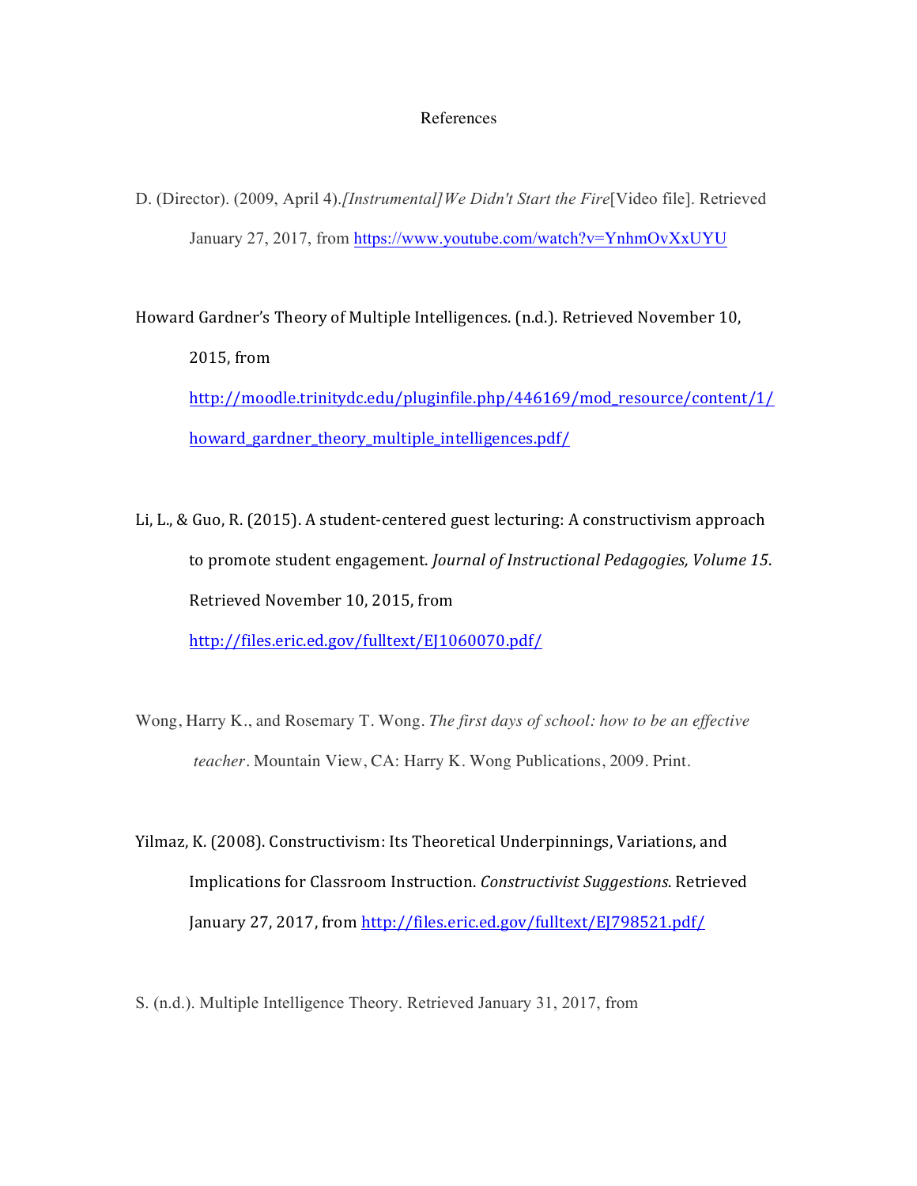# References

D. (Director). (2009, April 4).*[Instrumental] We Didn't Start the Fire*[Video file]. Retrieved January 27, 2017, from https://www.youtube.com/watch?v=YnhmOvXxUYU

Howard Gardner's Theory of Multiple Intelligences. (n.d.). Retrieved November 10, 2015, from http://moodle.trinitydc.edu/pluginfile.php/446169/mod_resource/content/1/howard_gardner_theory_multiple_intelligences.pdf/

Li, L., & Guo, R. (2015). A student-centered guest lecturing: A constructivism approach to promote student engagement. *Journal of Instructional Pedagogies, Volume 15*. Retrieved November 10, 2015, from http://files.eric.ed.gov/fulltext/EJ1060070.pdf/

Wong, Harry K., and Rosemary T. Wong. *The first days of school: how to be an effective teacher*. Mountain View, CA: Harry K. Wong Publications, 2009. Print.

Yilmaz, K. (2008). Constructivism: Its Theoretical Underpinnings, Variations, and Implications for Classroom Instruction. *Constructivist Suggestions*. Retrieved January 27, 2017, from http://files.eric.ed.gov/fulltext/EJ798521.pdf/

S. (n.d.). Multiple Intelligence Theory. Retrieved January 31, 2017, from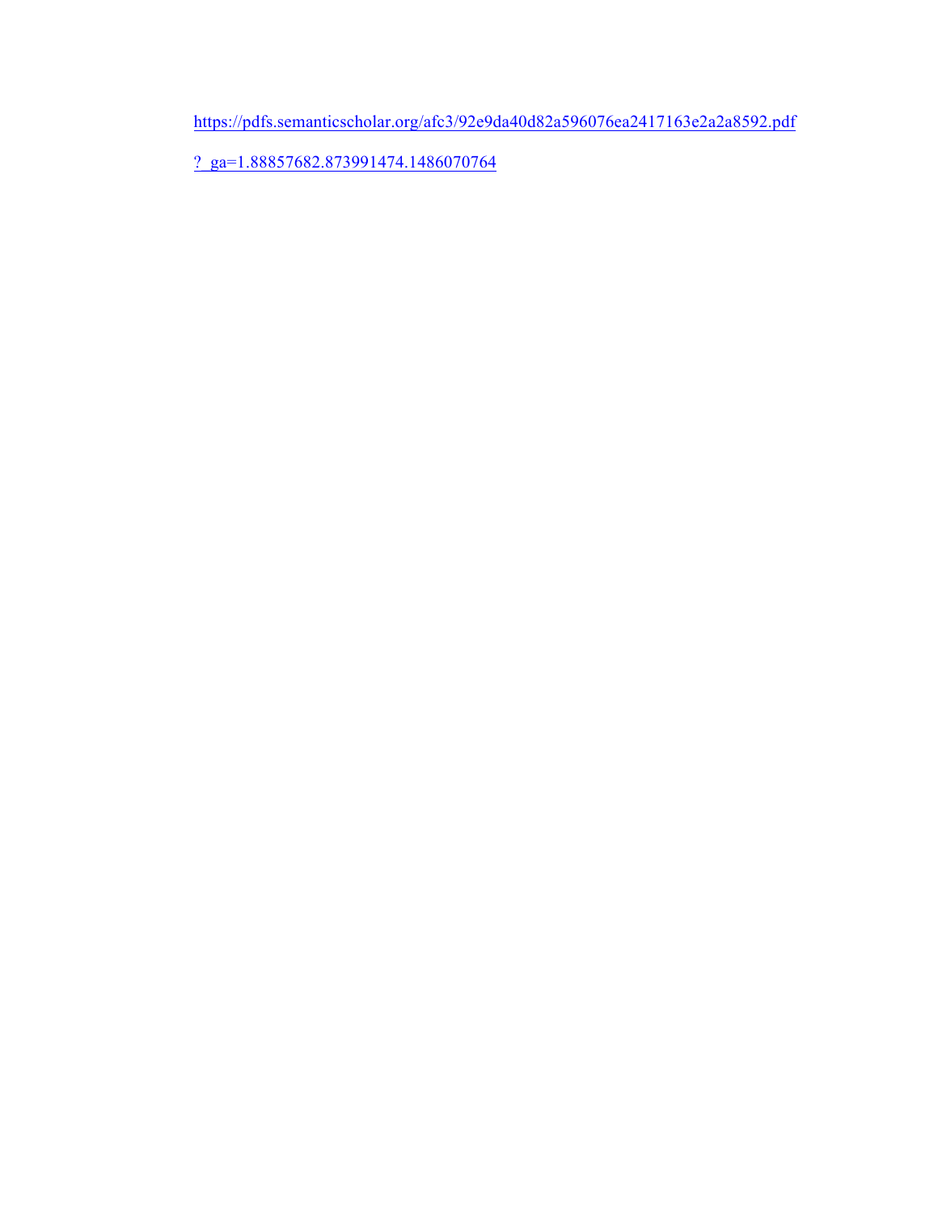https://pdfs.semanticscholar.org/afc3/92e9da40d82a596076ea2417163e2a2a8592.pdf?_ga=1.88857682.873991474.1486070764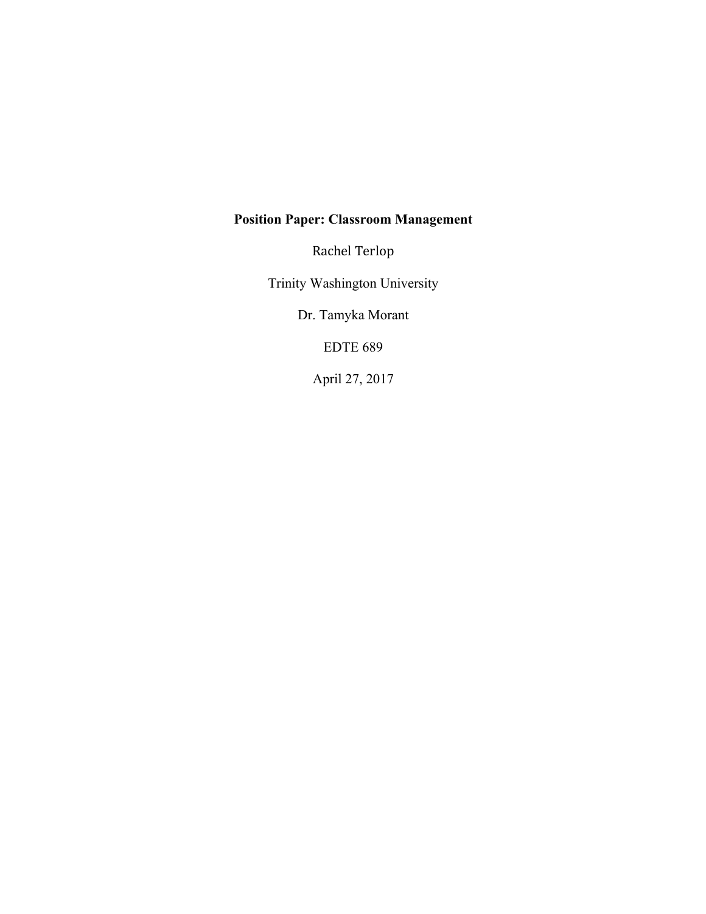**Position Paper: Classroom Management**

Rachel Terlop

Trinity Washington University

Dr. Tamyka Morant

EDTE 689

April 27, 2017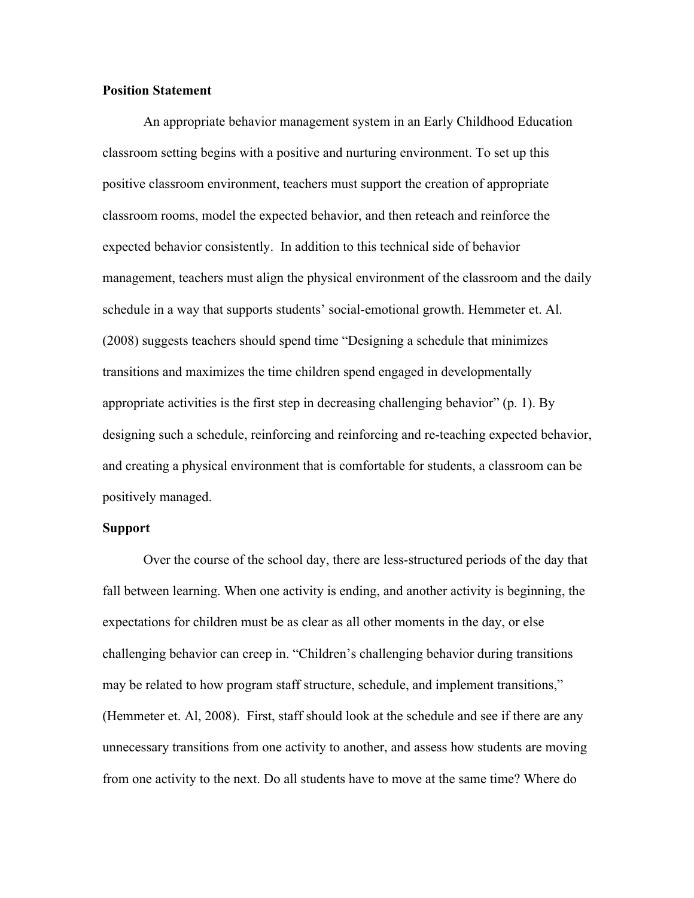**Position Statement**

An appropriate behavior management system in an Early Childhood Education classroom setting begins with a positive and nurturing environment. To set up this positive classroom environment, teachers must support the creation of appropriate classroom rooms, model the expected behavior, and then reteach and reinforce the expected behavior consistently. In addition to this technical side of behavior management, teachers must align the physical environment of the classroom and the daily schedule in a way that supports students' social-emotional growth. Hemmeter et. Al. (2008) suggests teachers should spend time "Designing a schedule that minimizes transitions and maximizes the time children spend engaged in developmentally appropriate activities is the first step in decreasing challenging behavior" (p. 1). By designing such a schedule, reinforcing and reinforcing and re-teaching expected behavior, and creating a physical environment that is comfortable for students, a classroom can be positively managed.

**Support**

Over the course of the school day, there are less-structured periods of the day that fall between learning. When one activity is ending, and another activity is beginning, the expectations for children must be as clear as all other moments in the day, or else challenging behavior can creep in. "Children's challenging behavior during transitions may be related to how program staff structure, schedule, and implement transitions," (Hemmeter et. Al, 2008). First, staff should look at the schedule and see if there are any unnecessary transitions from one activity to another, and assess how students are moving from one activity to the next. Do all students have to move at the same time? Where do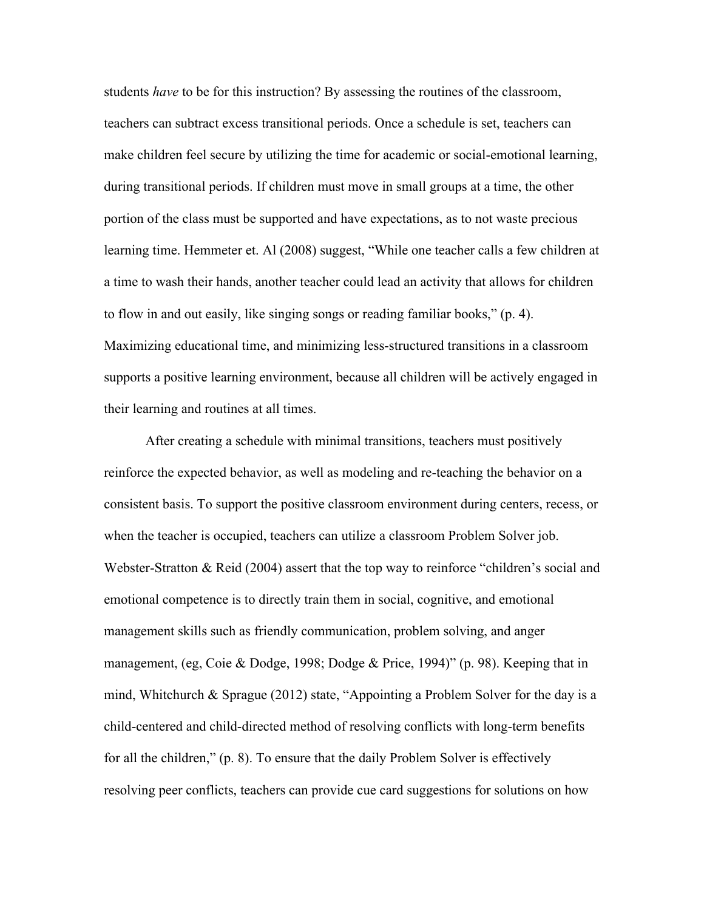students *have* to be for this instruction? By assessing the routines of the classroom, teachers can subtract excess transitional periods. Once a schedule is set, teachers can make children feel secure by utilizing the time for academic or social-emotional learning, during transitional periods. If children must move in small groups at a time, the other portion of the class must be supported and have expectations, as to not waste precious learning time. Hemmeter et. Al (2008) suggest, "While one teacher calls a few children at a time to wash their hands, another teacher could lead an activity that allows for children to flow in and out easily, like singing songs or reading familiar books," (p. 4). Maximizing educational time, and minimizing less-structured transitions in a classroom supports a positive learning environment, because all children will be actively engaged in their learning and routines at all times.

After creating a schedule with minimal transitions, teachers must positively reinforce the expected behavior, as well as modeling and re-teaching the behavior on a consistent basis. To support the positive classroom environment during centers, recess, or when the teacher is occupied, teachers can utilize a classroom Problem Solver job. Webster-Stratton & Reid (2004) assert that the top way to reinforce "children's social and emotional competence is to directly train them in social, cognitive, and emotional management skills such as friendly communication, problem solving, and anger management, (eg, Coie & Dodge, 1998; Dodge & Price, 1994)" (p. 98). Keeping that in mind, Whitchurch & Sprague (2012) state, "Appointing a Problem Solver for the day is a child-centered and child-directed method of resolving conflicts with long-term benefits for all the children," (p. 8). To ensure that the daily Problem Solver is effectively resolving peer conflicts, teachers can provide cue card suggestions for solutions on how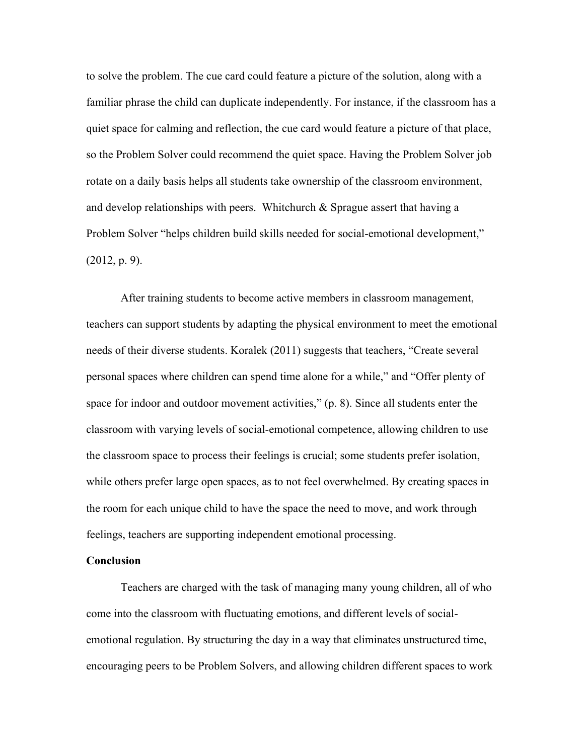to solve the problem. The cue card could feature a picture of the solution, along with a familiar phrase the child can duplicate independently. For instance, if the classroom has a quiet space for calming and reflection, the cue card would feature a picture of that place, so the Problem Solver could recommend the quiet space. Having the Problem Solver job rotate on a daily basis helps all students take ownership of the classroom environment, and develop relationships with peers. Whitchurch & Sprague assert that having a Problem Solver "helps children build skills needed for social-emotional development," (2012, p. 9).

After training students to become active members in classroom management, teachers can support students by adapting the physical environment to meet the emotional needs of their diverse students. Koralek (2011) suggests that teachers, "Create several personal spaces where children can spend time alone for a while," and "Offer plenty of space for indoor and outdoor movement activities," (p. 8). Since all students enter the classroom with varying levels of social-emotional competence, allowing children to use the classroom space to process their feelings is crucial; some students prefer isolation, while others prefer large open spaces, as to not feel overwhelmed. By creating spaces in the room for each unique child to have the space the need to move, and work through feelings, teachers are supporting independent emotional processing.

**Conclusion**

Teachers are charged with the task of managing many young children, all of who come into the classroom with fluctuating emotions, and different levels of social-emotional regulation. By structuring the day in a way that eliminates unstructured time, encouraging peers to be Problem Solvers, and allowing children different spaces to work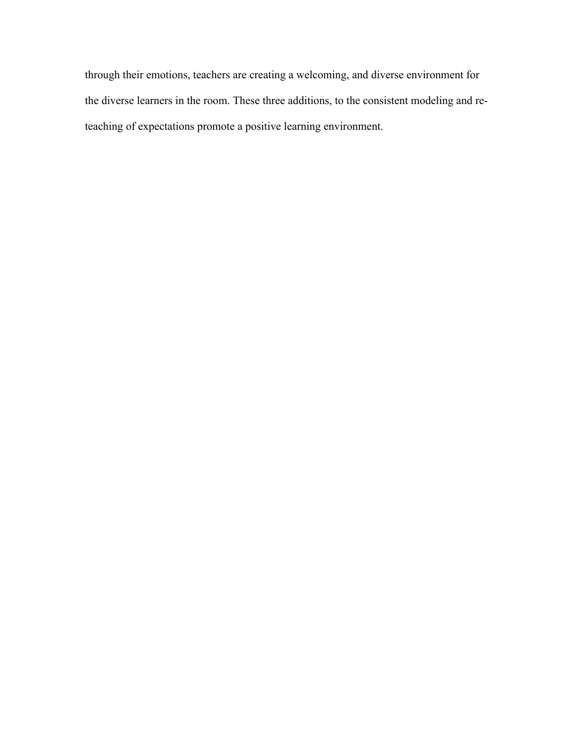through their emotions, teachers are creating a welcoming, and diverse environment for the diverse learners in the room. These three additions, to the consistent modeling and re-teaching of expectations promote a positive learning environment.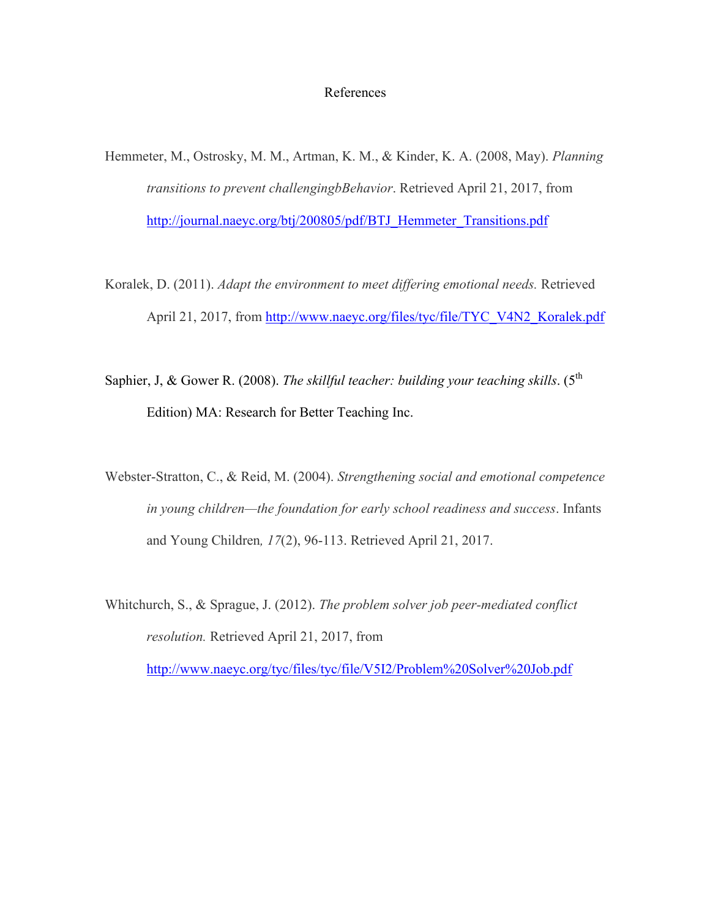# References

Hemmeter, M., Ostrosky, M. M., Artman, K. M., & Kinder, K. A. (2008, May). *Planning transitions to prevent challengingbBehavior*. Retrieved April 21, 2017, from http://journal.naeyc.org/btj/200805/pdf/BTJ_Hemmeter_Transitions.pdf

Koralek, D. (2011). *Adapt the environment to meet differing emotional needs.* Retrieved April 21, 2017, from http://www.naeyc.org/files/tyc/file/TYC_V4N2_Koralek.pdf

Saphier, J, & Gower R. (2008). *The skillful teacher: building your teaching skills*. (5th Edition) MA: Research for Better Teaching Inc.

Webster-Stratton, C., & Reid, M. (2004). *Strengthening social and emotional competence in young children—the foundation for early school readiness and success*. Infants and Young Children*, 17*(2), 96-113. Retrieved April 21, 2017.

Whitchurch, S., & Sprague, J. (2012). *The problem solver job peer-mediated conflict resolution.* Retrieved April 21, 2017, from http://www.naeyc.org/tyc/files/tyc/file/V5I2/Problem%20Solver%20Job.pdf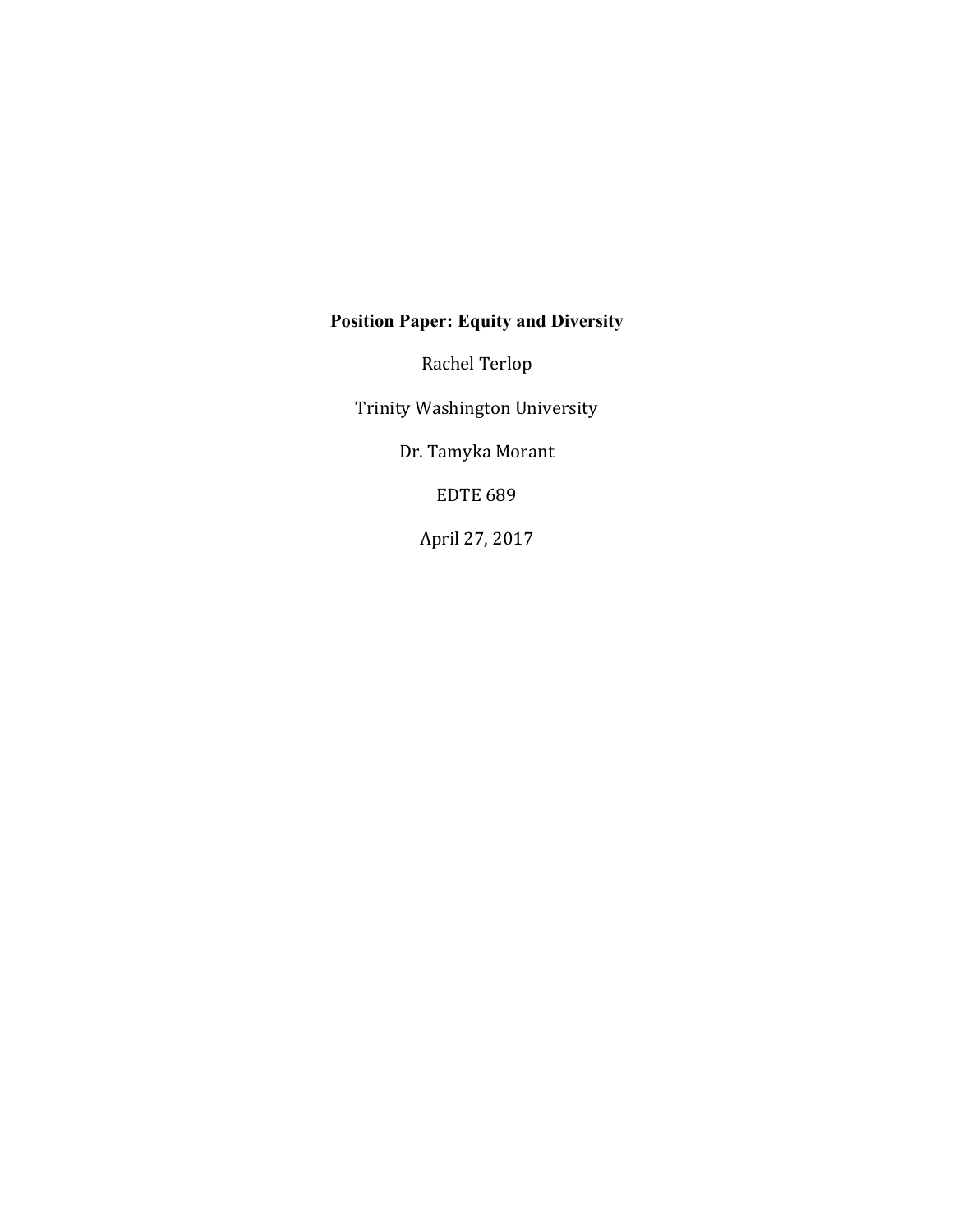**Position Paper: Equity and Diversity**

Rachel Terlop

Trinity Washington University

Dr. Tamyka Morant

EDTE 689

April 27, 2017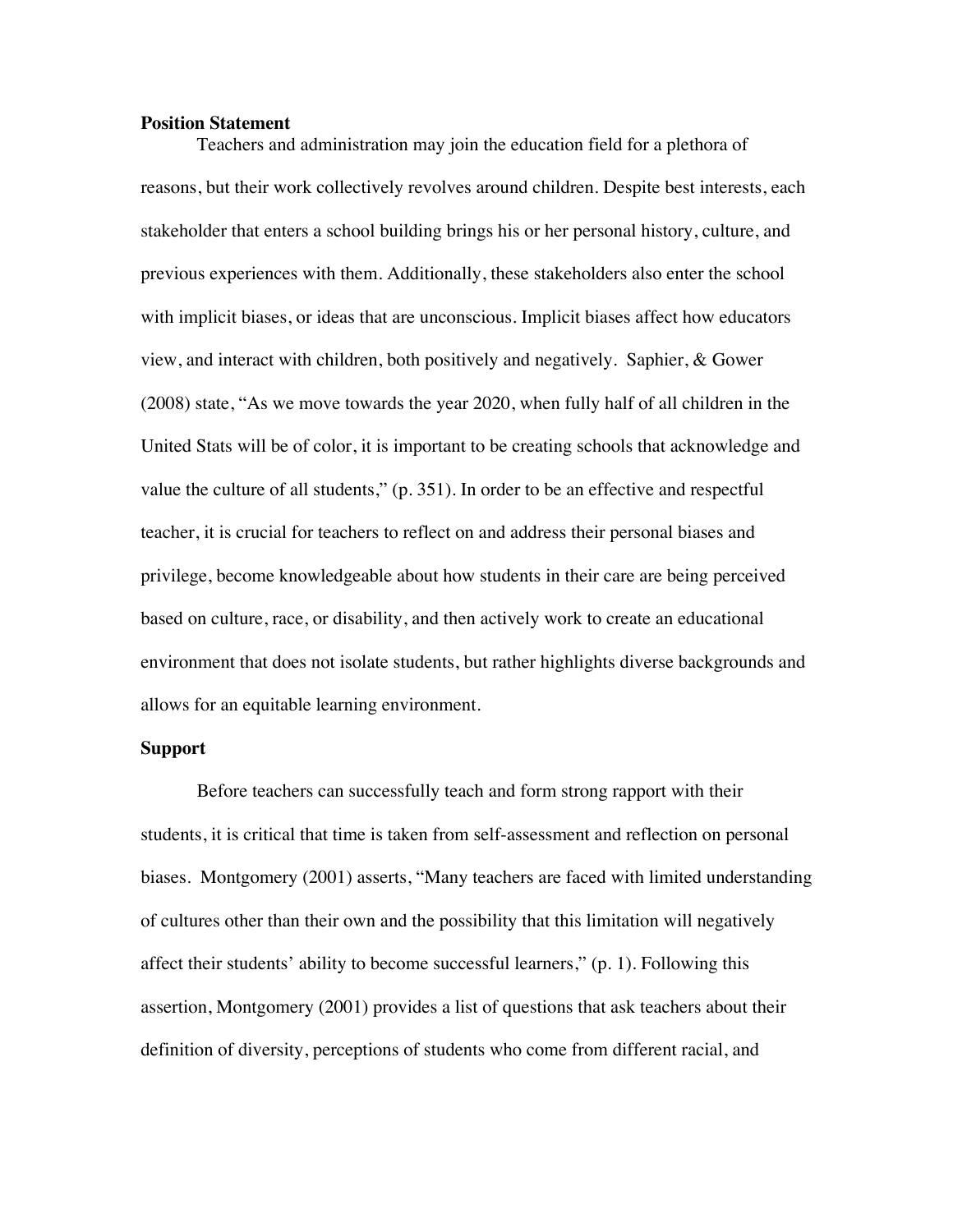**Position Statement**

Teachers and administration may join the education field for a plethora of reasons, but their work collectively revolves around children. Despite best interests, each stakeholder that enters a school building brings his or her personal history, culture, and previous experiences with them. Additionally, these stakeholders also enter the school with implicit biases, or ideas that are unconscious. Implicit biases affect how educators view, and interact with children, both positively and negatively. Saphier, & Gower (2008) state, "As we move towards the year 2020, when fully half of all children in the United Stats will be of color, it is important to be creating schools that acknowledge and value the culture of all students," (p. 351). In order to be an effective and respectful teacher, it is crucial for teachers to reflect on and address their personal biases and privilege, become knowledgeable about how students in their care are being perceived based on culture, race, or disability, and then actively work to create an educational environment that does not isolate students, but rather highlights diverse backgrounds and allows for an equitable learning environment.

**Support**

Before teachers can successfully teach and form strong rapport with their students, it is critical that time is taken from self-assessment and reflection on personal biases. Montgomery (2001) asserts, "Many teachers are faced with limited understanding of cultures other than their own and the possibility that this limitation will negatively affect their students' ability to become successful learners," (p. 1). Following this assertion, Montgomery (2001) provides a list of questions that ask teachers about their definition of diversity, perceptions of students who come from different racial, and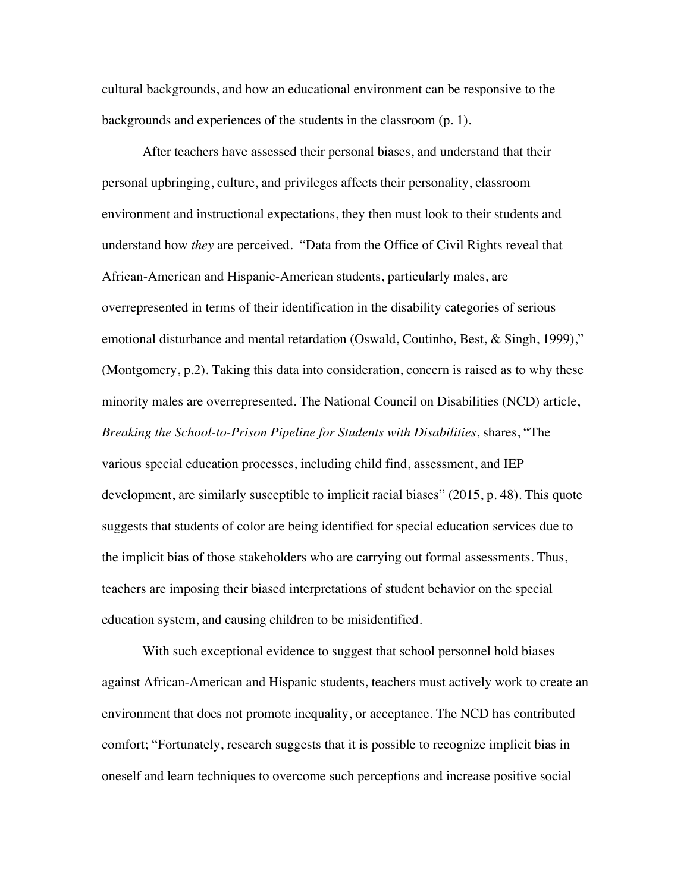cultural backgrounds, and how an educational environment can be responsive to the backgrounds and experiences of the students in the classroom (p. 1).

After teachers have assessed their personal biases, and understand that their personal upbringing, culture, and privileges affects their personality, classroom environment and instructional expectations, they then must look to their students and understand how *they* are perceived. "Data from the Office of Civil Rights reveal that African-American and Hispanic-American students, particularly males, are overrepresented in terms of their identification in the disability categories of serious emotional disturbance and mental retardation (Oswald, Coutinho, Best, & Singh, 1999)," (Montgomery, p.2). Taking this data into consideration, concern is raised as to why these minority males are overrepresented. The National Council on Disabilities (NCD) article, *Breaking the School-to-Prison Pipeline for Students with Disabilities*, shares, "The various special education processes, including child find, assessment, and IEP development, are similarly susceptible to implicit racial biases" (2015, p. 48). This quote suggests that students of color are being identified for special education services due to the implicit bias of those stakeholders who are carrying out formal assessments. Thus, teachers are imposing their biased interpretations of student behavior on the special education system, and causing children to be misidentified.

With such exceptional evidence to suggest that school personnel hold biases against African-American and Hispanic students, teachers must actively work to create an environment that does not promote inequality, or acceptance. The NCD has contributed comfort; "Fortunately, research suggests that it is possible to recognize implicit bias in oneself and learn techniques to overcome such perceptions and increase positive social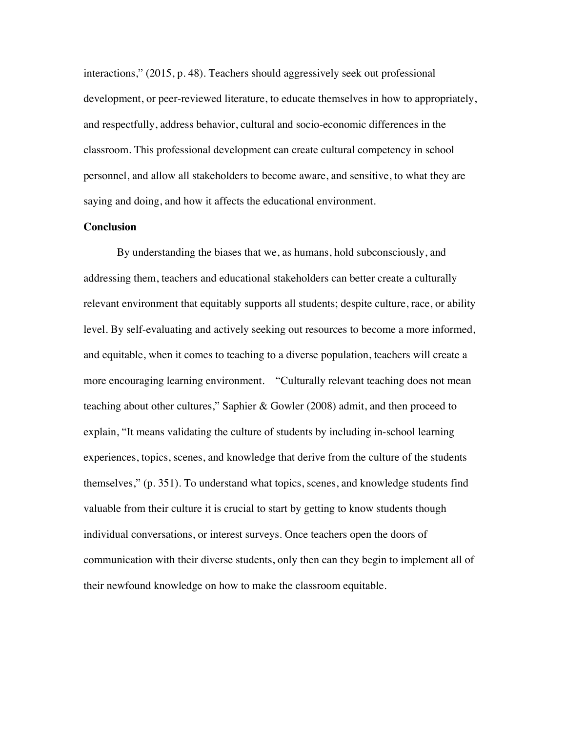interactions," (2015, p. 48). Teachers should aggressively seek out professional development, or peer-reviewed literature, to educate themselves in how to appropriately, and respectfully, address behavior, cultural and socio-economic differences in the classroom. This professional development can create cultural competency in school personnel, and allow all stakeholders to become aware, and sensitive, to what they are saying and doing, and how it affects the educational environment.

**Conclusion**

By understanding the biases that we, as humans, hold subconsciously, and addressing them, teachers and educational stakeholders can better create a culturally relevant environment that equitably supports all students; despite culture, race, or ability level. By self-evaluating and actively seeking out resources to become a more informed, and equitable, when it comes to teaching to a diverse population, teachers will create a more encouraging learning environment. "Culturally relevant teaching does not mean teaching about other cultures," Saphier & Gowler (2008) admit, and then proceed to explain, "It means validating the culture of students by including in-school learning experiences, topics, scenes, and knowledge that derive from the culture of the students themselves," (p. 351). To understand what topics, scenes, and knowledge students find valuable from their culture it is crucial to start by getting to know students though individual conversations, or interest surveys. Once teachers open the doors of communication with their diverse students, only then can they begin to implement all of their newfound knowledge on how to make the classroom equitable.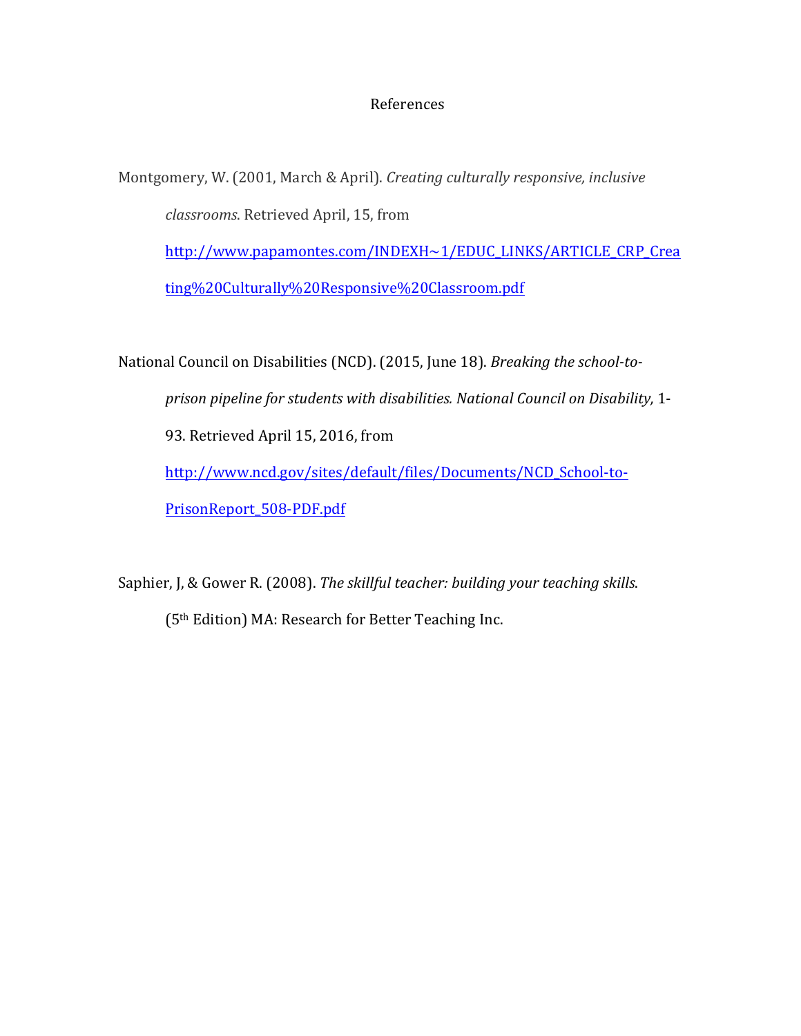# References

Montgomery, W. (2001, March & April). *Creating culturally responsive, inclusive classrooms*. Retrieved April, 15, from http://www.papamontes.com/INDEXH~1/EDUC_LINKS/ARTICLE_CRP_Creating%20Culturally%20Responsive%20Classroom.pdf

National Council on Disabilities (NCD). (2015, June 18). *Breaking the school-to-prison pipeline for students with disabilities. National Council on Disability,* 1-93. Retrieved April 15, 2016, from http://www.ncd.gov/sites/default/files/Documents/NCD_School-to-PrisonReport_508-PDF.pdf

Saphier, J, & Gower R. (2008). *The skillful teacher: building your teaching skills*. (5th Edition) MA: Research for Better Teaching Inc.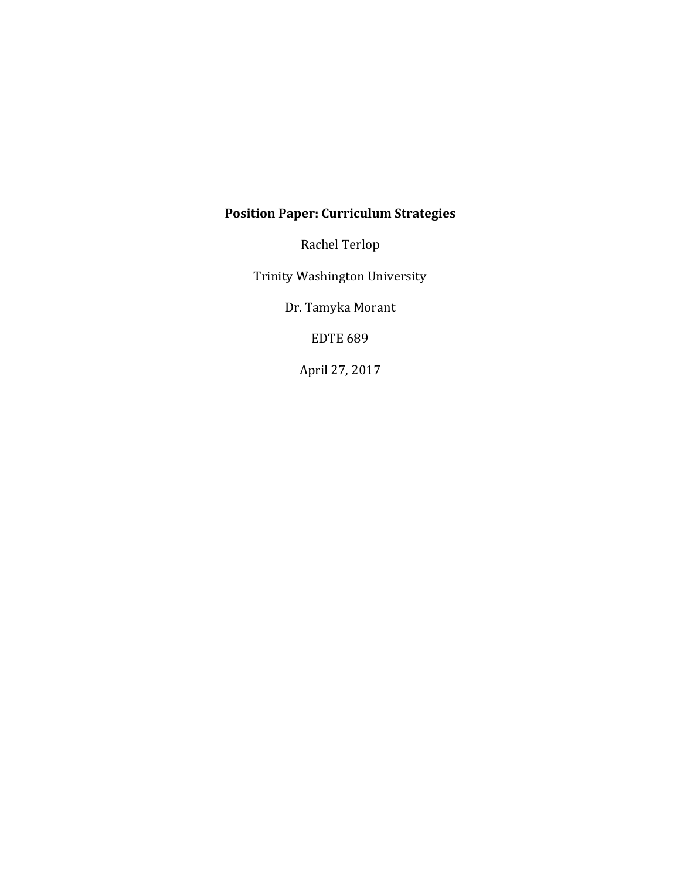**Position Paper: Curriculum Strategies**

Rachel Terlop

Trinity Washington University

Dr. Tamyka Morant

EDTE 689

April 27, 2017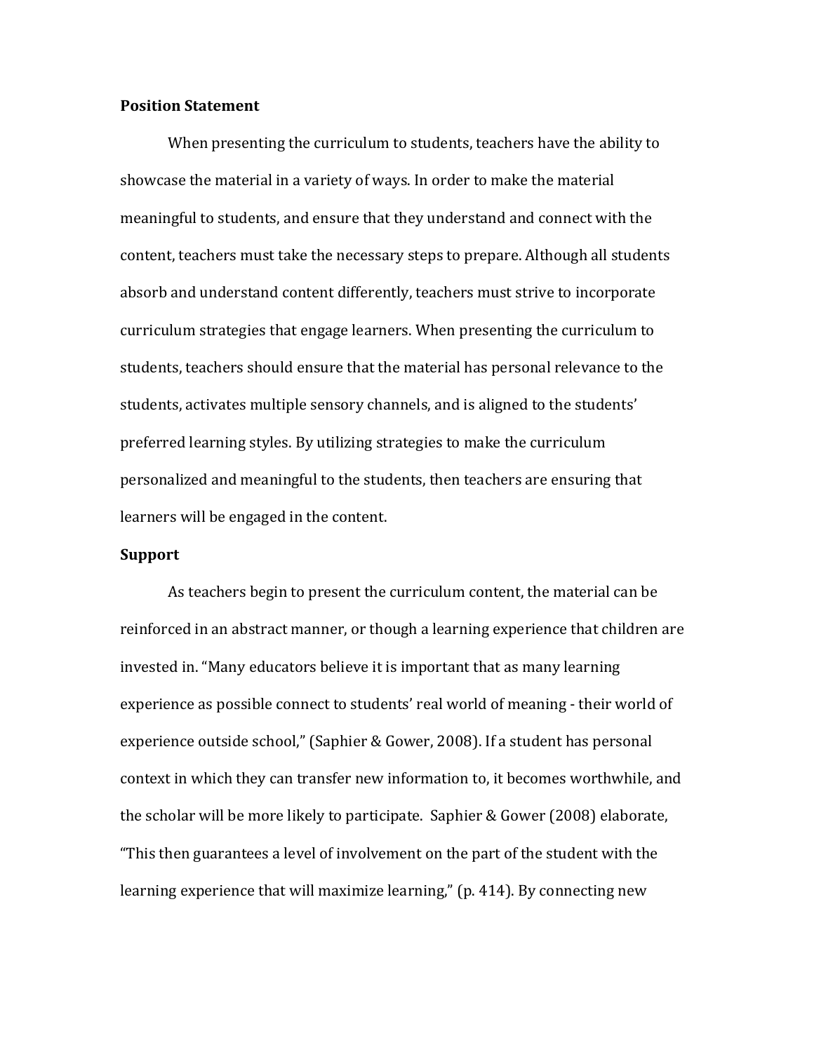**Position Statement**

When presenting the curriculum to students, teachers have the ability to showcase the material in a variety of ways. In order to make the material meaningful to students, and ensure that they understand and connect with the content, teachers must take the necessary steps to prepare. Although all students absorb and understand content differently, teachers must strive to incorporate curriculum strategies that engage learners. When presenting the curriculum to students, teachers should ensure that the material has personal relevance to the students, activates multiple sensory channels, and is aligned to the students' preferred learning styles. By utilizing strategies to make the curriculum personalized and meaningful to the students, then teachers are ensuring that learners will be engaged in the content.

**Support**

As teachers begin to present the curriculum content, the material can be reinforced in an abstract manner, or though a learning experience that children are invested in. "Many educators believe it is important that as many learning experience as possible connect to students' real world of meaning - their world of experience outside school," (Saphier & Gower, 2008). If a student has personal context in which they can transfer new information to, it becomes worthwhile, and the scholar will be more likely to participate. Saphier & Gower (2008) elaborate, "This then guarantees a level of involvement on the part of the student with the learning experience that will maximize learning," (p. 414). By connecting new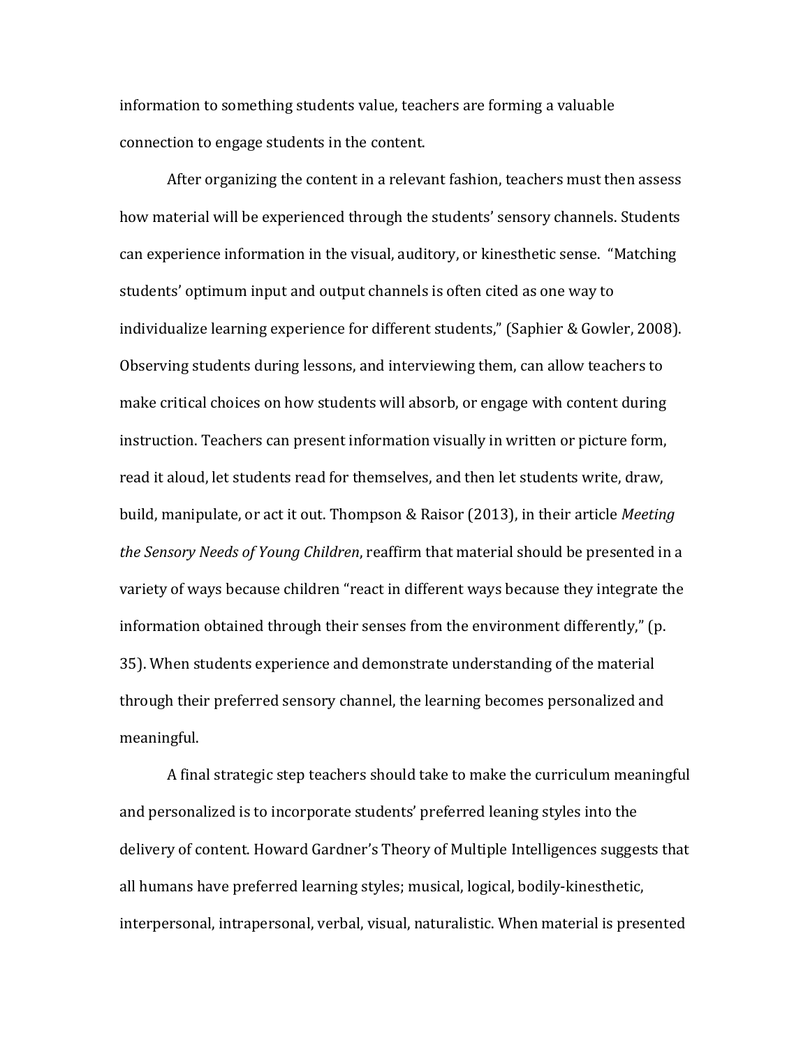information to something students value, teachers are forming a valuable connection to engage students in the content.

After organizing the content in a relevant fashion, teachers must then assess how material will be experienced through the students' sensory channels. Students can experience information in the visual, auditory, or kinesthetic sense. "Matching students' optimum input and output channels is often cited as one way to individualize learning experience for different students," (Saphier & Gowler, 2008). Observing students during lessons, and interviewing them, can allow teachers to make critical choices on how students will absorb, or engage with content during instruction. Teachers can present information visually in written or picture form, read it aloud, let students read for themselves, and then let students write, draw, build, manipulate, or act it out. Thompson & Raisor (2013), in their article *Meeting the Sensory Needs of Young Children*, reaffirm that material should be presented in a variety of ways because children "react in different ways because they integrate the information obtained through their senses from the environment differently," (p. 35). When students experience and demonstrate understanding of the material through their preferred sensory channel, the learning becomes personalized and meaningful.

A final strategic step teachers should take to make the curriculum meaningful and personalized is to incorporate students' preferred leaning styles into the delivery of content. Howard Gardner's Theory of Multiple Intelligences suggests that all humans have preferred learning styles; musical, logical, bodily-kinesthetic, interpersonal, intrapersonal, verbal, visual, naturalistic. When material is presented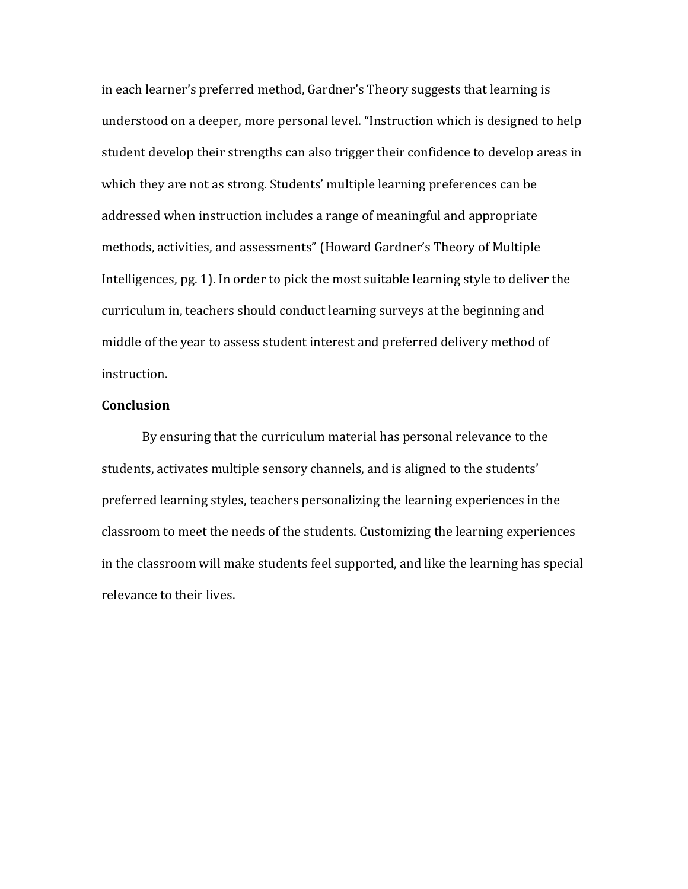in each learner's preferred method, Gardner's Theory suggests that learning is understood on a deeper, more personal level. "Instruction which is designed to help student develop their strengths can also trigger their confidence to develop areas in which they are not as strong. Students' multiple learning preferences can be addressed when instruction includes a range of meaningful and appropriate methods, activities, and assessments" (Howard Gardner's Theory of Multiple Intelligences, pg. 1). In order to pick the most suitable learning style to deliver the curriculum in, teachers should conduct learning surveys at the beginning and middle of the year to assess student interest and preferred delivery method of instruction.

**Conclusion**

By ensuring that the curriculum material has personal relevance to the students, activates multiple sensory channels, and is aligned to the students' preferred learning styles, teachers personalizing the learning experiences in the classroom to meet the needs of the students. Customizing the learning experiences in the classroom will make students feel supported, and like the learning has special relevance to their lives.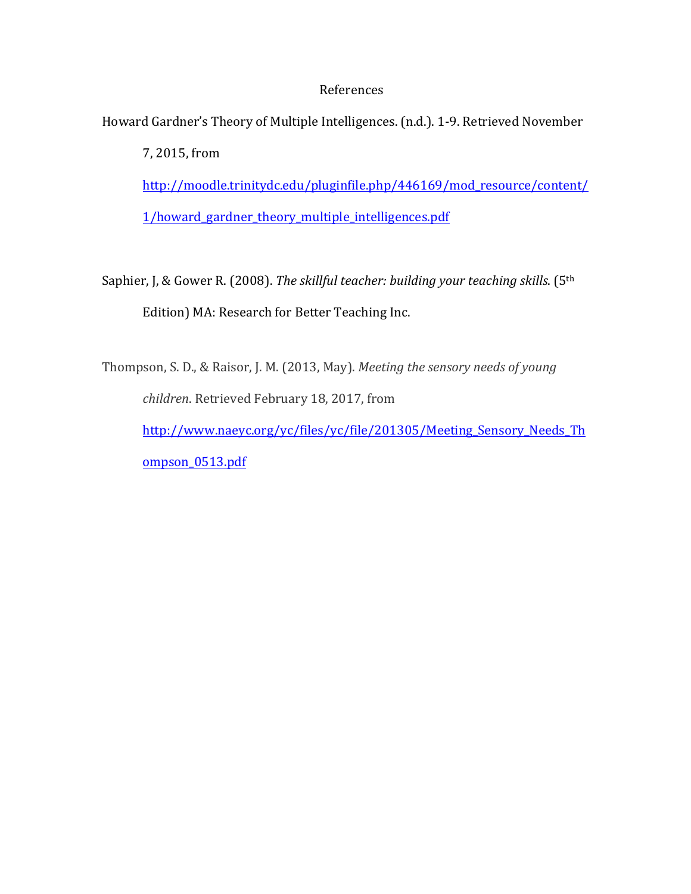# References

Howard Gardner's Theory of Multiple Intelligences. (n.d.). 1-9. Retrieved November 7, 2015, from http://moodle.trinitydc.edu/pluginfile.php/446169/mod_resource/content/1/howard_gardner_theory_multiple_intelligences.pdf

Saphier, J, & Gower R. (2008). *The skillful teacher: building your teaching skills*. (5th Edition) MA: Research for Better Teaching Inc.

Thompson, S. D., & Raisor, J. M. (2013, May). *Meeting the sensory needs of young children*. Retrieved February 18, 2017, from http://www.naeyc.org/yc/files/yc/file/201305/Meeting_Sensory_Needs_Thompson_0513.pdf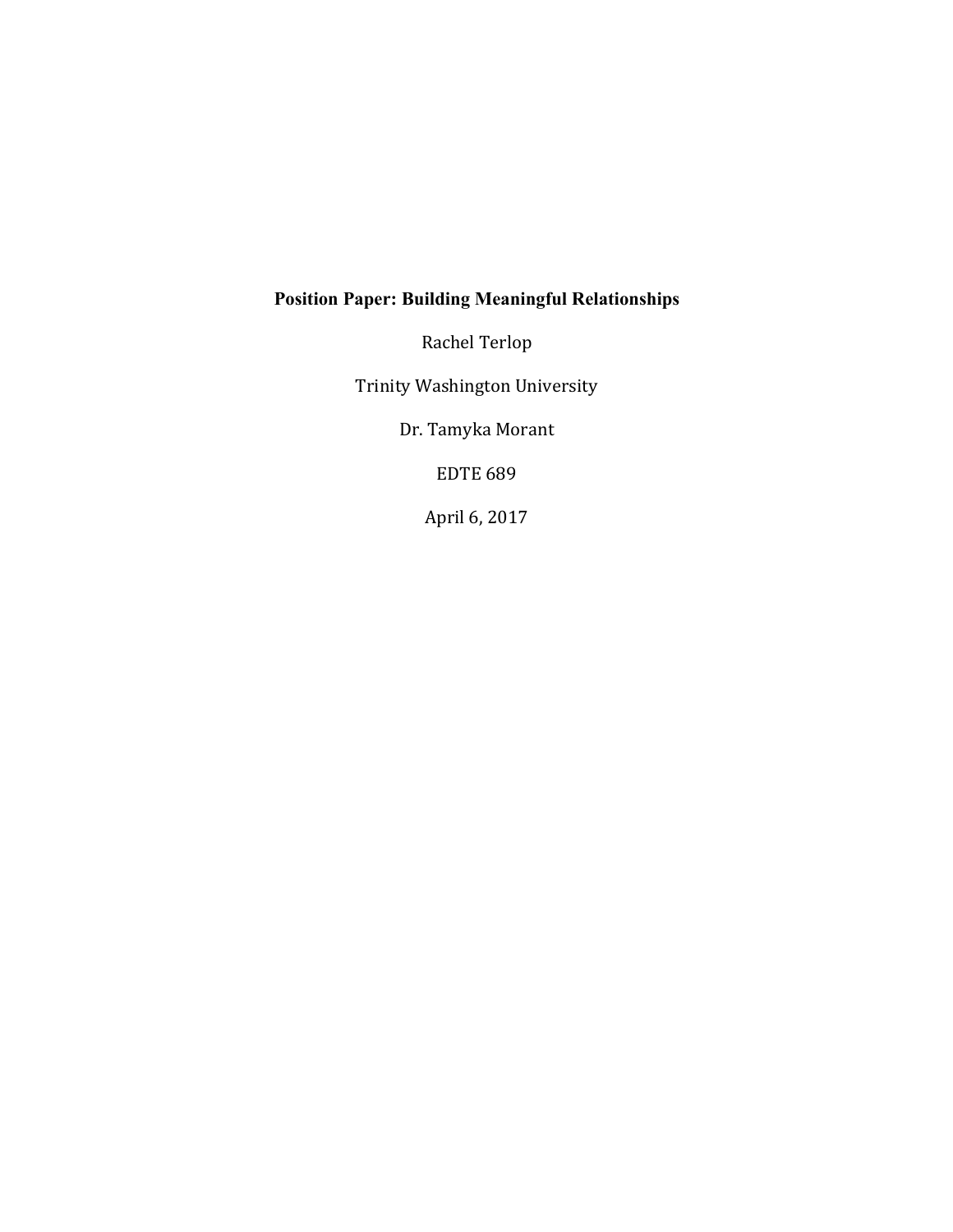**Position Paper: Building Meaningful Relationships**

Rachel Terlop

Trinity Washington University

Dr. Tamyka Morant

EDTE 689

April 6, 2017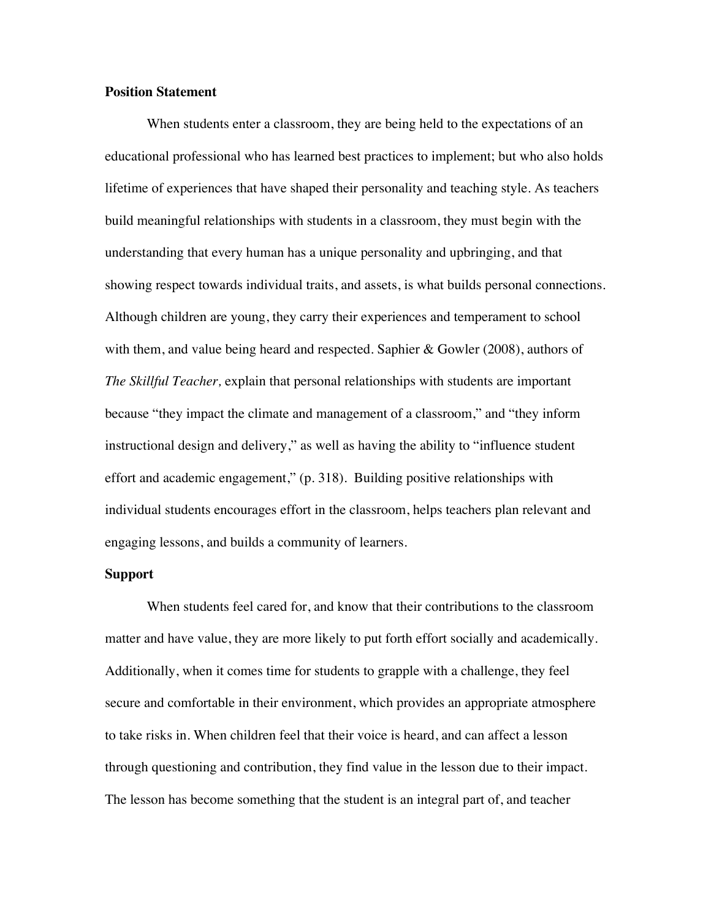**Position Statement**

When students enter a classroom, they are being held to the expectations of an educational professional who has learned best practices to implement; but who also holds lifetime of experiences that have shaped their personality and teaching style. As teachers build meaningful relationships with students in a classroom, they must begin with the understanding that every human has a unique personality and upbringing, and that showing respect towards individual traits, and assets, is what builds personal connections. Although children are young, they carry their experiences and temperament to school with them, and value being heard and respected. Saphier & Gowler (2008), authors of *The Skillful Teacher,* explain that personal relationships with students are important because "they impact the climate and management of a classroom," and "they inform instructional design and delivery," as well as having the ability to "influence student effort and academic engagement," (p. 318). Building positive relationships with individual students encourages effort in the classroom, helps teachers plan relevant and engaging lessons, and builds a community of learners.

**Support**

When students feel cared for, and know that their contributions to the classroom matter and have value, they are more likely to put forth effort socially and academically. Additionally, when it comes time for students to grapple with a challenge, they feel secure and comfortable in their environment, which provides an appropriate atmosphere to take risks in. When children feel that their voice is heard, and can affect a lesson through questioning and contribution, they find value in the lesson due to their impact. The lesson has become something that the student is an integral part of, and teacher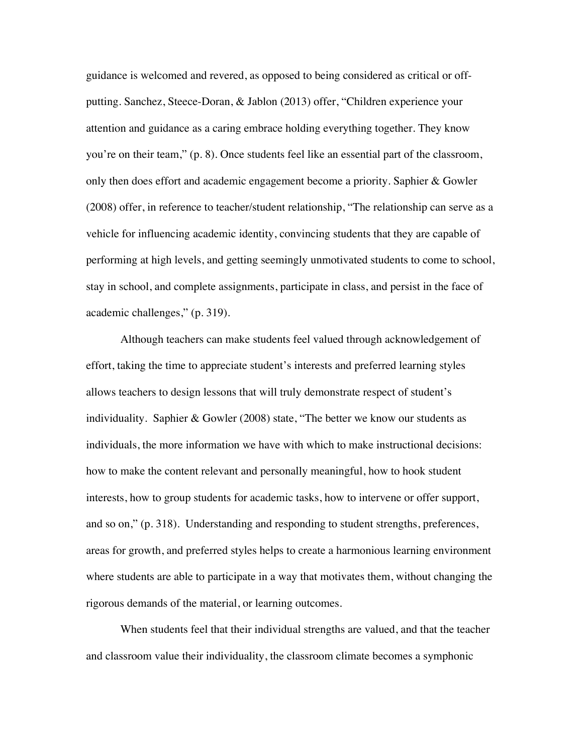guidance is welcomed and revered, as opposed to being considered as critical or off-putting. Sanchez, Steece-Doran, & Jablon (2013) offer, "Children experience your attention and guidance as a caring embrace holding everything together. They know you're on their team," (p. 8). Once students feel like an essential part of the classroom, only then does effort and academic engagement become a priority. Saphier & Gowler (2008) offer, in reference to teacher/student relationship, "The relationship can serve as a vehicle for influencing academic identity, convincing students that they are capable of performing at high levels, and getting seemingly unmotivated students to come to school, stay in school, and complete assignments, participate in class, and persist in the face of academic challenges," (p. 319).

Although teachers can make students feel valued through acknowledgement of effort, taking the time to appreciate student's interests and preferred learning styles allows teachers to design lessons that will truly demonstrate respect of student's individuality. Saphier & Gowler (2008) state, "The better we know our students as individuals, the more information we have with which to make instructional decisions: how to make the content relevant and personally meaningful, how to hook student interests, how to group students for academic tasks, how to intervene or offer support, and so on," (p. 318). Understanding and responding to student strengths, preferences, areas for growth, and preferred styles helps to create a harmonious learning environment where students are able to participate in a way that motivates them, without changing the rigorous demands of the material, or learning outcomes.

When students feel that their individual strengths are valued, and that the teacher and classroom value their individuality, the classroom climate becomes a symphonic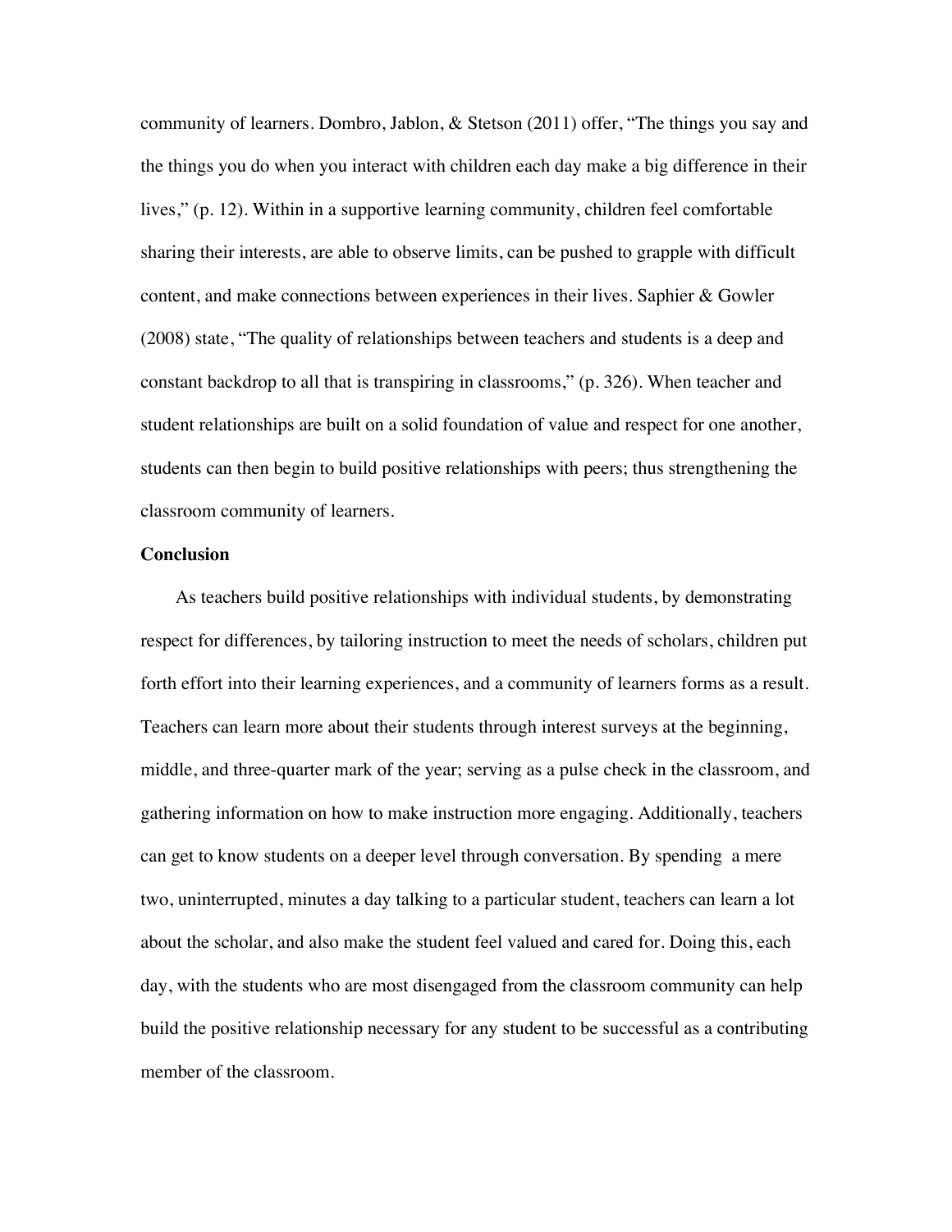community of learners. Dombro, Jablon, & Stetson (2011) offer, "The things you say and the things you do when you interact with children each day make a big difference in their lives," (p. 12). Within in a supportive learning community, children feel comfortable sharing their interests, are able to observe limits, can be pushed to grapple with difficult content, and make connections between experiences in their lives. Saphier & Gowler (2008) state, "The quality of relationships between teachers and students is a deep and constant backdrop to all that is transpiring in classrooms," (p. 326). When teacher and student relationships are built on a solid foundation of value and respect for one another, students can then begin to build positive relationships with peers; thus strengthening the classroom community of learners.

**Conclusion**

As teachers build positive relationships with individual students, by demonstrating respect for differences, by tailoring instruction to meet the needs of scholars, children put forth effort into their learning experiences, and a community of learners forms as a result. Teachers can learn more about their students through interest surveys at the beginning, middle, and three-quarter mark of the year; serving as a pulse check in the classroom, and gathering information on how to make instruction more engaging. Additionally, teachers can get to know students on a deeper level through conversation. By spending a mere two, uninterrupted, minutes a day talking to a particular student, teachers can learn a lot about the scholar, and also make the student feel valued and cared for. Doing this, each day, with the students who are most disengaged from the classroom community can help build the positive relationship necessary for any student to be successful as a contributing member of the classroom.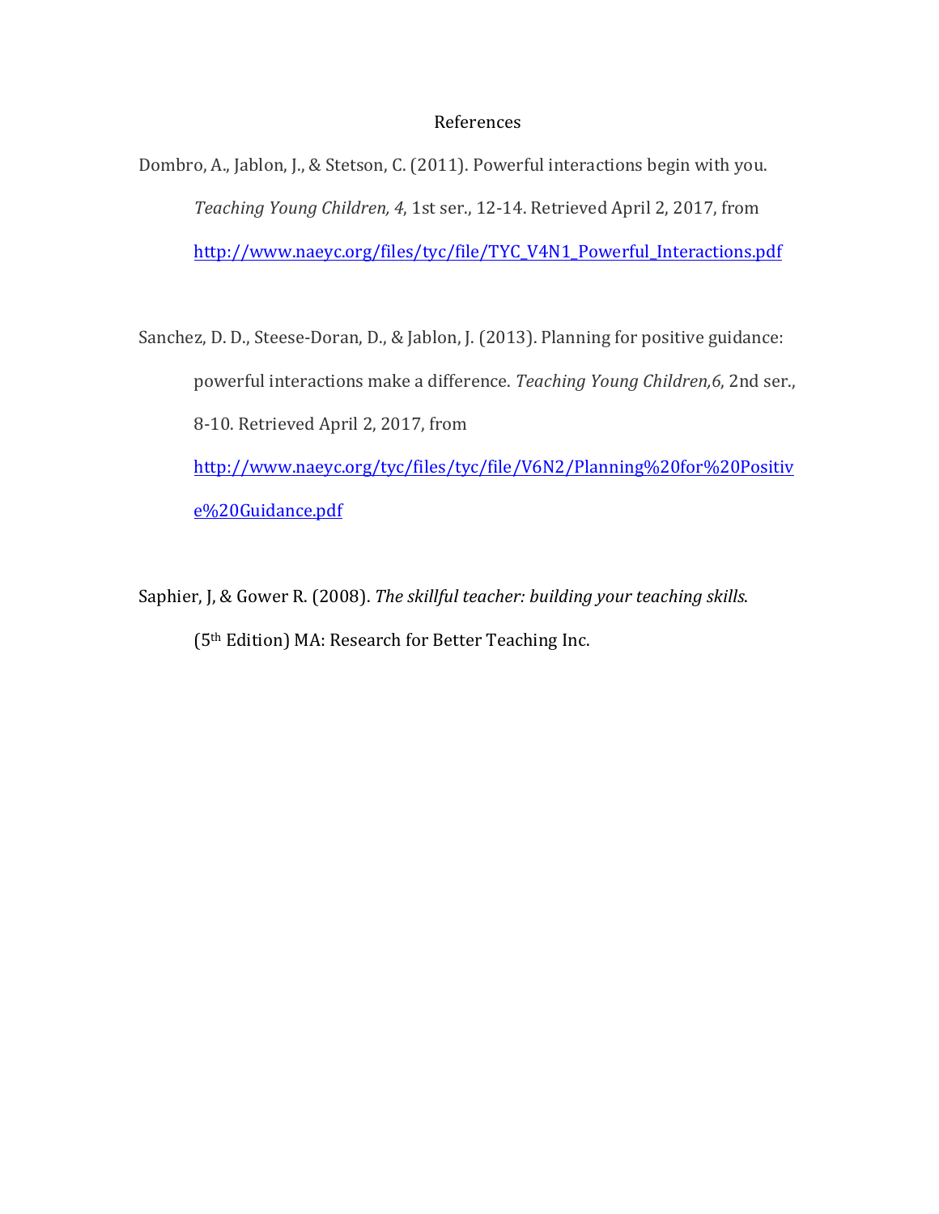# References

Dombro, A., Jablon, J., & Stetson, C. (2011). Powerful interactions begin with you. *Teaching Young Children, 4*, 1st ser., 12-14. Retrieved April 2, 2017, from http://www.naeyc.org/files/tyc/file/TYC_V4N1_Powerful_Interactions.pdf

Sanchez, D. D., Steese-Doran, D., & Jablon, J. (2013). Planning for positive guidance: powerful interactions make a difference. *Teaching Young Children,6*, 2nd ser., 8-10. Retrieved April 2, 2017, from http://www.naeyc.org/tyc/files/tyc/file/V6N2/Planning%20for%20Positive%20Guidance.pdf

Saphier, J, & Gower R. (2008). *The skillful teacher: building your teaching skills.* (5th Edition) MA: Research for Better Teaching Inc.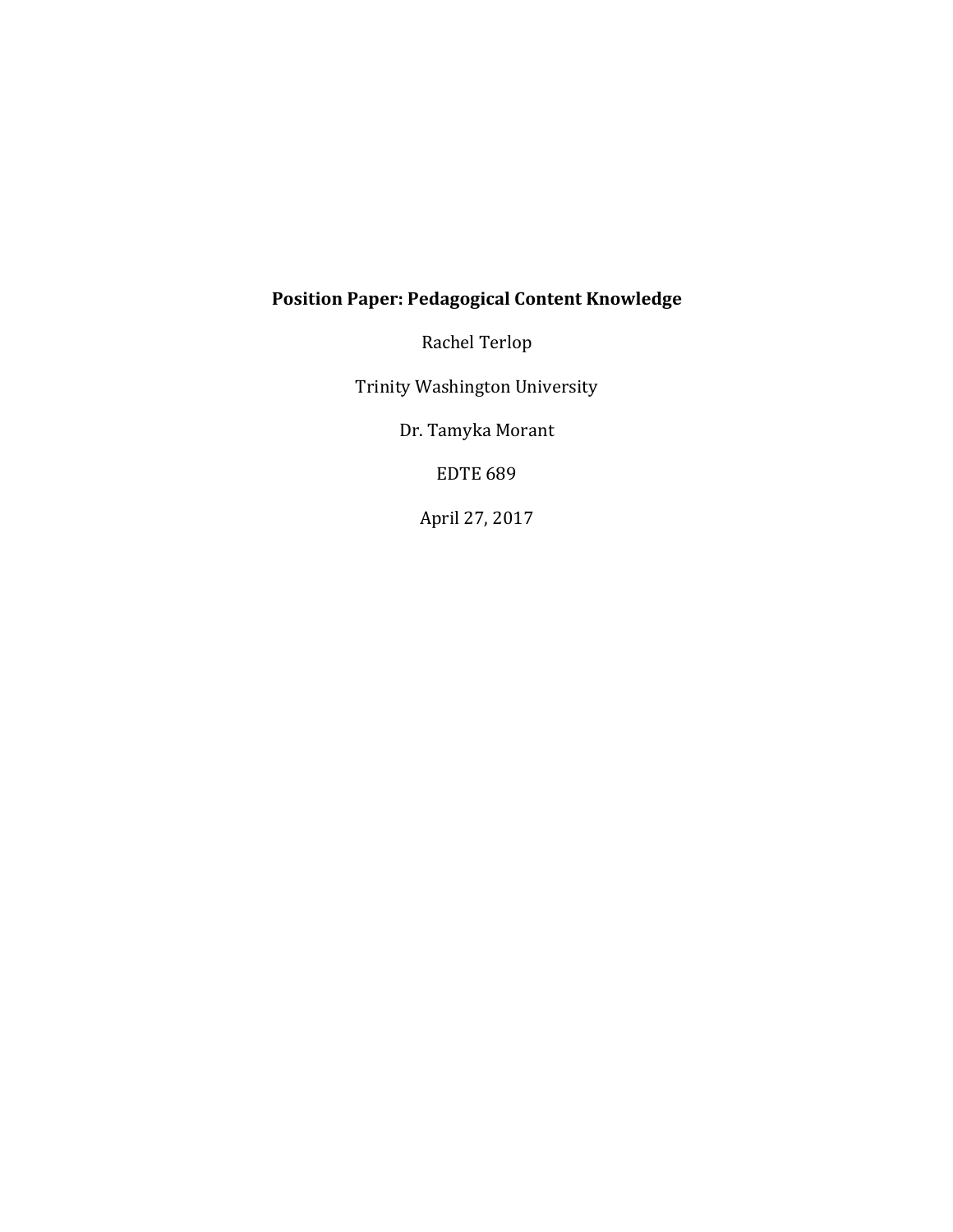**Position Paper: Pedagogical Content Knowledge**

Rachel Terlop

Trinity Washington University

Dr. Tamyka Morant

EDTE 689

April 27, 2017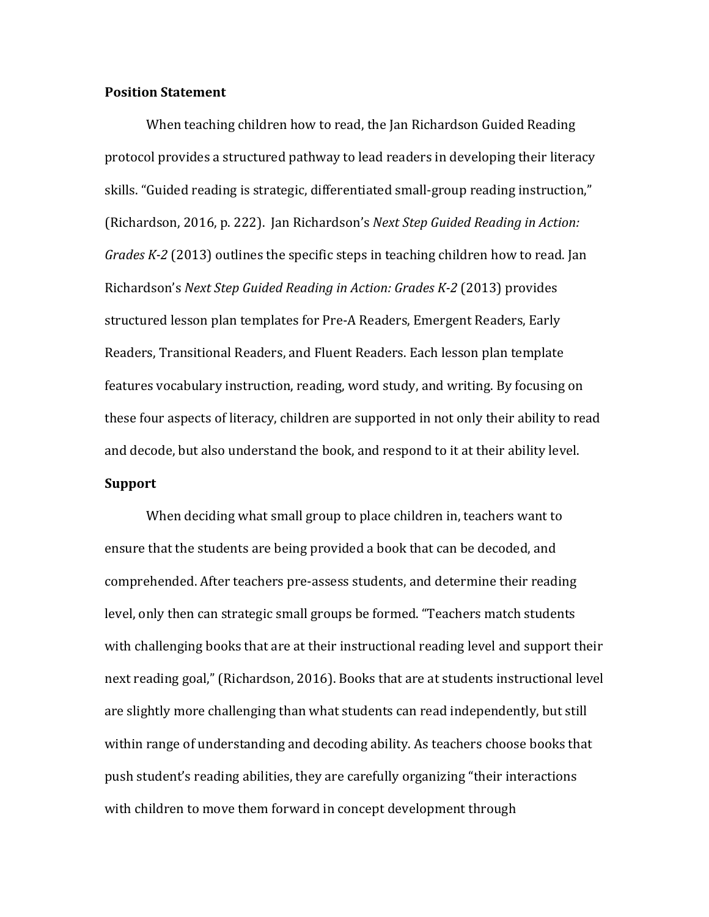**Position Statement**

When teaching children how to read, the Jan Richardson Guided Reading protocol provides a structured pathway to lead readers in developing their literacy skills. "Guided reading is strategic, differentiated small-group reading instruction," (Richardson, 2016, p. 222). Jan Richardson's *Next Step Guided Reading in Action: Grades K-2* (2013) outlines the specific steps in teaching children how to read. Jan Richardson's *Next Step Guided Reading in Action: Grades K-2* (2013) provides structured lesson plan templates for Pre-A Readers, Emergent Readers, Early Readers, Transitional Readers, and Fluent Readers. Each lesson plan template features vocabulary instruction, reading, word study, and writing. By focusing on these four aspects of literacy, children are supported in not only their ability to read and decode, but also understand the book, and respond to it at their ability level.

**Support**

When deciding what small group to place children in, teachers want to ensure that the students are being provided a book that can be decoded, and comprehended. After teachers pre-assess students, and determine their reading level, only then can strategic small groups be formed. "Teachers match students with challenging books that are at their instructional reading level and support their next reading goal," (Richardson, 2016). Books that are at students instructional level are slightly more challenging than what students can read independently, but still within range of understanding and decoding ability. As teachers choose books that push student's reading abilities, they are carefully organizing "their interactions with children to move them forward in concept development through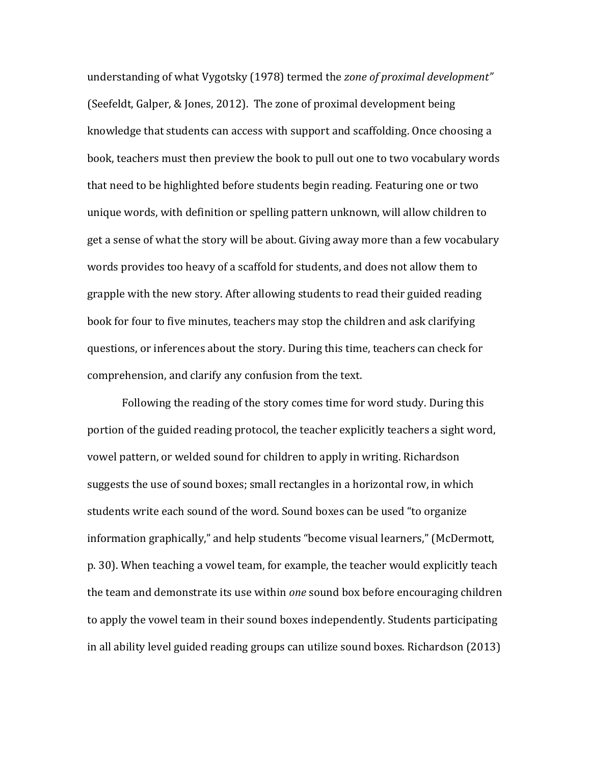understanding of what Vygotsky (1978) termed the *zone of proximal development"* (Seefeldt, Galper, & Jones, 2012). The zone of proximal development being knowledge that students can access with support and scaffolding. Once choosing a book, teachers must then preview the book to pull out one to two vocabulary words that need to be highlighted before students begin reading. Featuring one or two unique words, with definition or spelling pattern unknown, will allow children to get a sense of what the story will be about. Giving away more than a few vocabulary words provides too heavy of a scaffold for students, and does not allow them to grapple with the new story. After allowing students to read their guided reading book for four to five minutes, teachers may stop the children and ask clarifying questions, or inferences about the story. During this time, teachers can check for comprehension, and clarify any confusion from the text.

Following the reading of the story comes time for word study. During this portion of the guided reading protocol, the teacher explicitly teachers a sight word, vowel pattern, or welded sound for children to apply in writing. Richardson suggests the use of sound boxes; small rectangles in a horizontal row, in which students write each sound of the word. Sound boxes can be used "to organize information graphically," and help students "become visual learners," (McDermott, p. 30). When teaching a vowel team, for example, the teacher would explicitly teach the team and demonstrate its use within *one* sound box before encouraging children to apply the vowel team in their sound boxes independently. Students participating in all ability level guided reading groups can utilize sound boxes. Richardson (2013)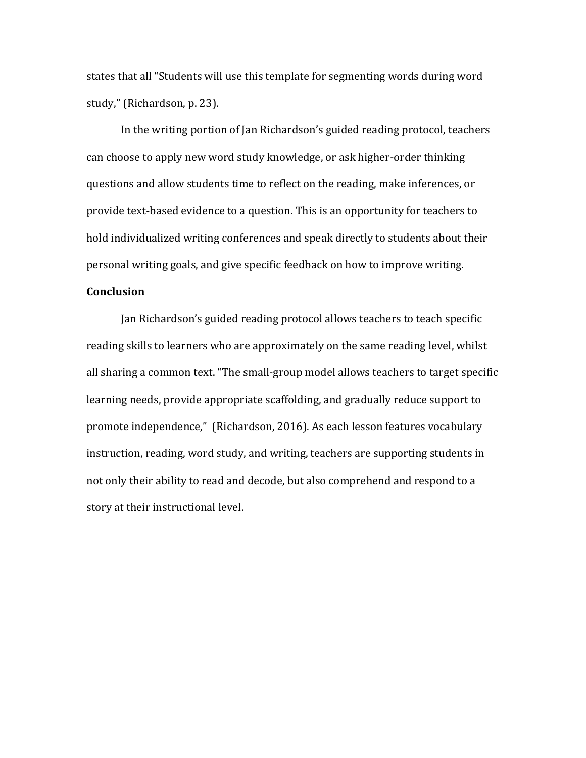states that all "Students will use this template for segmenting words during word study," (Richardson, p. 23).

In the writing portion of Jan Richardson's guided reading protocol, teachers can choose to apply new word study knowledge, or ask higher-order thinking questions and allow students time to reflect on the reading, make inferences, or provide text-based evidence to a question. This is an opportunity for teachers to hold individualized writing conferences and speak directly to students about their personal writing goals, and give specific feedback on how to improve writing.

**Conclusion**

Jan Richardson's guided reading protocol allows teachers to teach specific reading skills to learners who are approximately on the same reading level, whilst all sharing a common text. "The small-group model allows teachers to target specific learning needs, provide appropriate scaffolding, and gradually reduce support to promote independence," (Richardson, 2016). As each lesson features vocabulary instruction, reading, word study, and writing, teachers are supporting students in not only their ability to read and decode, but also comprehend and respond to a story at their instructional level.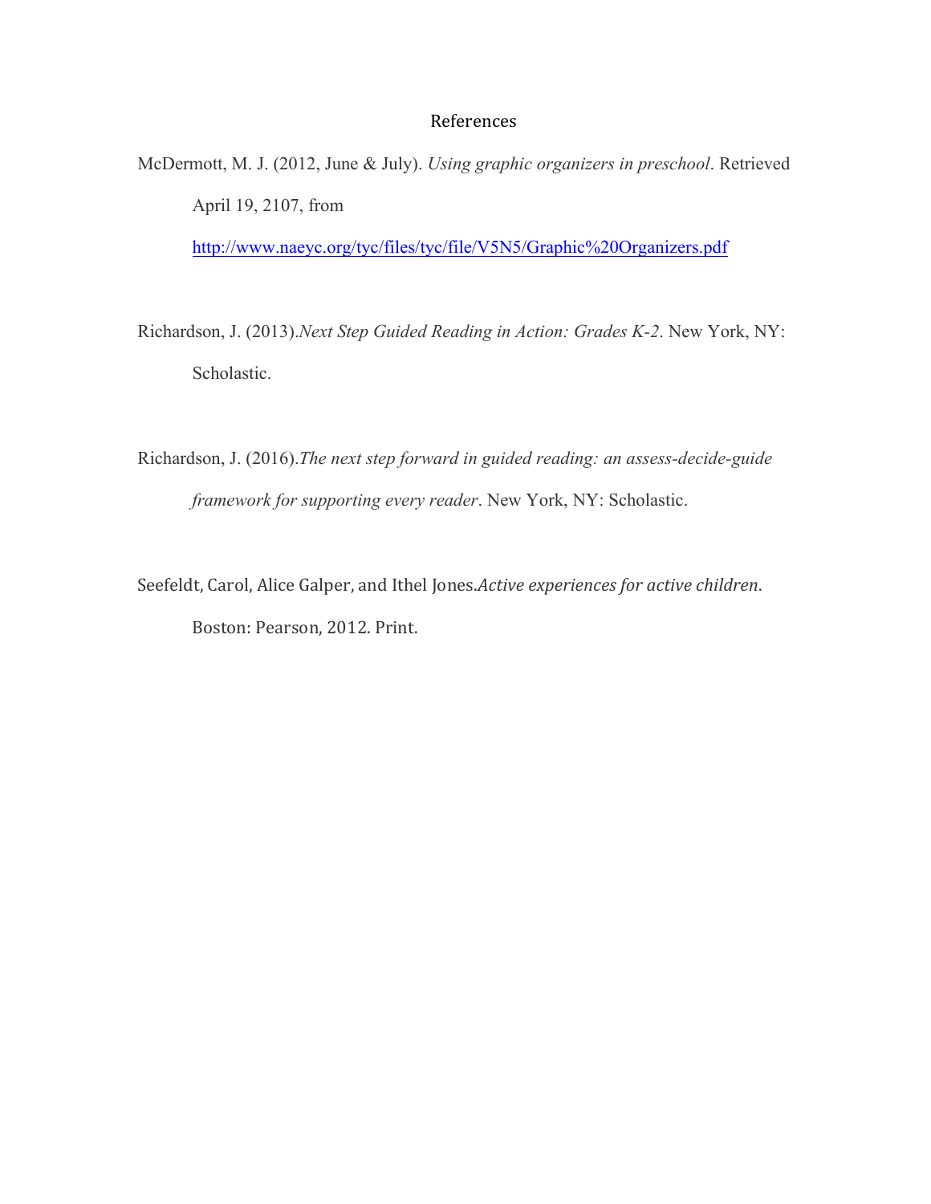# References

McDermott, M. J. (2012, June & July). *Using graphic organizers in preschool*. Retrieved April 19, 2107, from http://www.naeyc.org/tyc/files/tyc/file/V5N5/Graphic%20Organizers.pdf

Richardson, J. (2013).*Next Step Guided Reading in Action: Grades K-2*. New York, NY: Scholastic.

Richardson, J. (2016).*The next step forward in guided reading: an assess-decide-guide framework for supporting every reader*. New York, NY: Scholastic.

Seefeldt, Carol, Alice Galper, and Ithel Jones.*Active experiences for active children*. Boston: Pearson, 2012. Print.